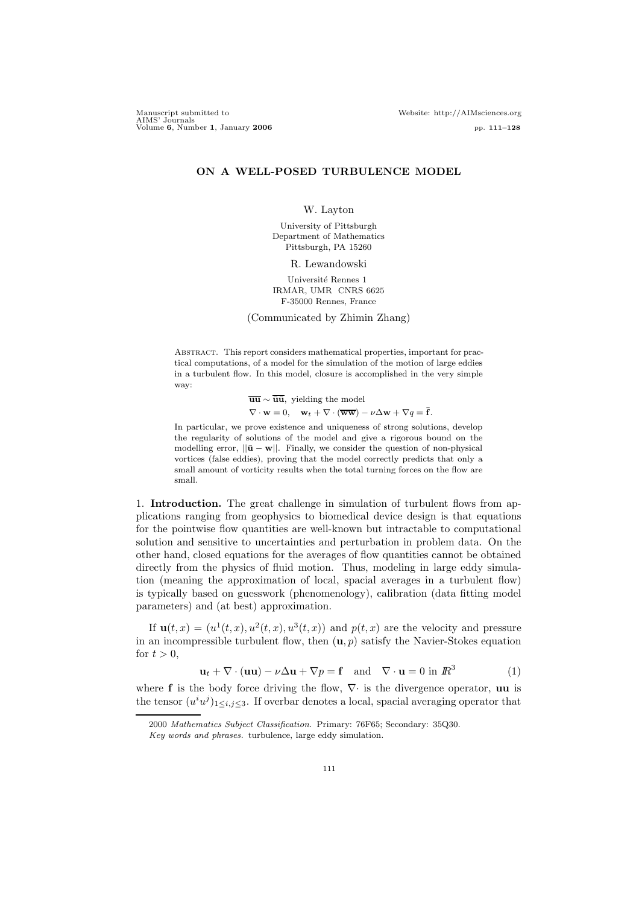# ON A WELL-POSED TURBULENCE MODEL

W. Layton

University of Pittsburgh
Department of Mathematics
Pittsburgh, PA 15260

R. Lewandowski

Université Rennes 1
IRMAR, UMR CNRS 6625
F-35000 Rennes, France

(Communicated by Zhimin Zhang)

Abstract. This report considers mathematical properties, important for practical computations, of a model for the simulation of the motion of large eddies in a turbulent flow. In this model, closure is accomplished in the very simple way:

$$\overline{\mathbf{u}\mathbf{u}} \sim \overline{\bar{\mathbf{u}}\bar{\mathbf{u}}}, \text{ yielding the model}$$

$$\nabla \cdot \mathbf{w} = 0, \quad \mathbf{w}_t + \nabla \cdot (\overline{\mathbf{w}\mathbf{w}}) - \nu \Delta \mathbf{w} + \nabla q = \bar{\mathbf{f}}.$$

In particular, we prove existence and uniqueness of strong solutions, develop the regularity of solutions of the model and give a rigorous bound on the modelling error, $||\bar{\mathbf{u}} - \mathbf{w}||$. Finally, we consider the question of non-physical vortices (false eddies), proving that the model correctly predicts that only a small amount of vorticity results when the total turning forces on the flow are small.

## 1. Introduction.

The great challenge in simulation of turbulent flows from applications ranging from geophysics to biomedical device design is that equations for the pointwise flow quantities are well-known but intractable to computational solution and sensitive to uncertainties and perturbation in problem data. On the other hand, closed equations for the averages of flow quantities cannot be obtained directly from the physics of fluid motion. Thus, modeling in large eddy simulation (meaning the approximation of local, spacial averages in a turbulent flow) is typically based on guesswork (phenomenology), calibration (data fitting model parameters) and (at best) approximation.

If $\mathbf{u}(t,x) = (u^1(t,x), u^2(t,x), u^3(t,x))$ and $p(t,x)$ are the velocity and pressure in an incompressible turbulent flow, then $(\mathbf{u}, p)$ satisfy the Navier-Stokes equation for $t > 0$,

$$\mathbf{u}_t + \nabla \cdot (\mathbf{u}\mathbf{u}) - \nu \Delta \mathbf{u} + \nabla p = \mathbf{f} \quad \text{and} \quad \nabla \cdot \mathbf{u} = 0 \text{ in } \mathbb{R}^3 \tag{1}$$

where $\mathbf{f}$ is the body force driving the flow, $\nabla \cdot$ is the divergence operator, $\mathbf{u}\mathbf{u}$ is the tensor $(u^i u^j)_{1 \le i,j \le 3}$. If overbar denotes a local, spacial averaging operator that

2000 *Mathematics Subject Classification.* Primary: 76F65; Secondary: 35Q30.

*Key words and phrases.* turbulence, large eddy simulation.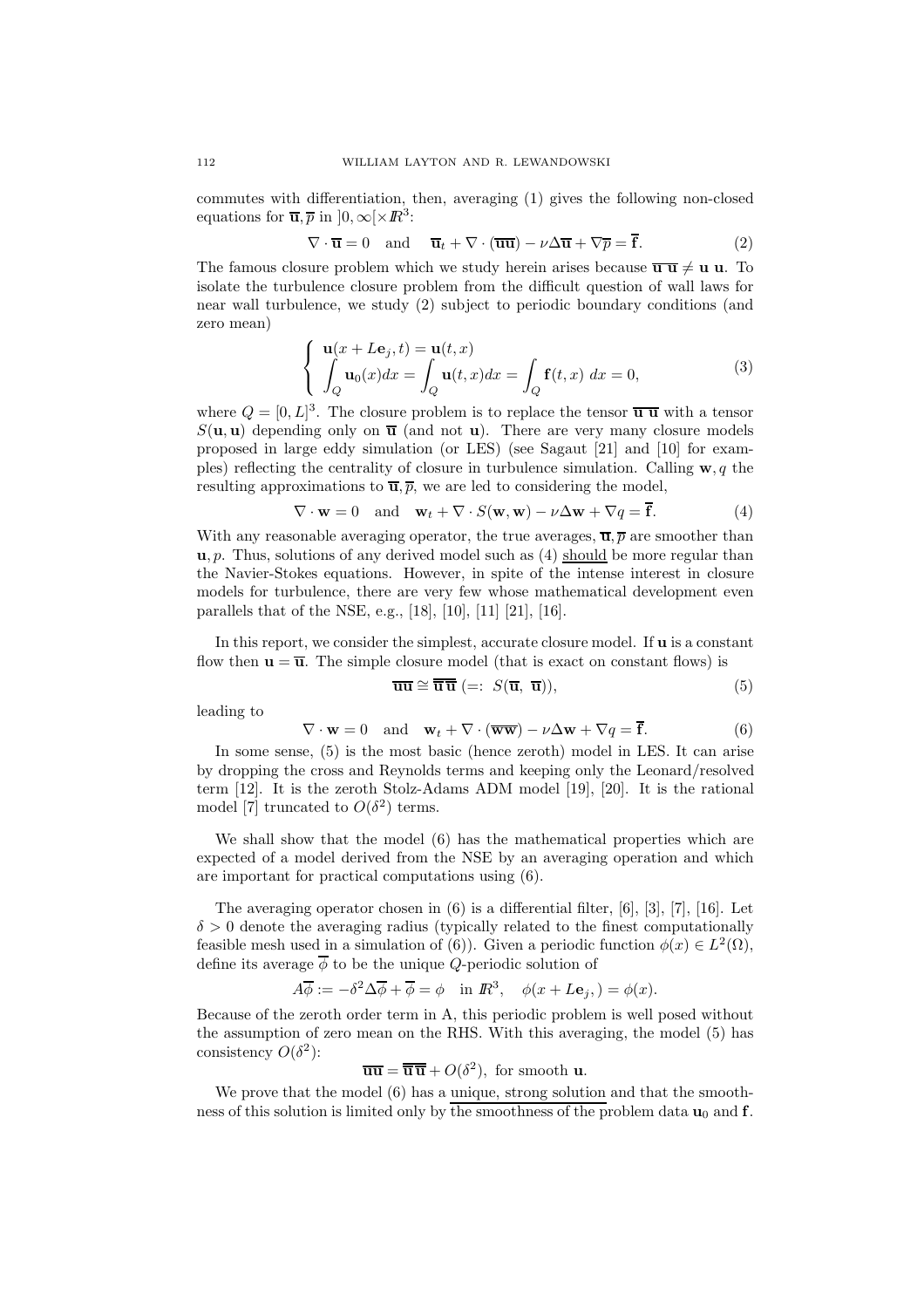commutes with differentiation, then, averaging (1) gives the following non-closed equations for $\overline{\mathbf{u}}, \overline{p}$ in $]0,\infty[\times \mathbb{R}^3$:

$$\nabla \cdot \overline{\mathbf{u}} = 0 \quad \text{and} \quad \overline{\mathbf{u}}_t + \nabla \cdot (\overline{\mathbf{u}\mathbf{u}}) - \nu\Delta\overline{\mathbf{u}} + \nabla\overline{p} = \overline{\mathbf{f}}. \tag{2}$$

The famous closure problem which we study herein arises because $\overline{\overline{\mathbf{u}}\,\overline{\mathbf{u}}} \neq \mathbf{u}\,\mathbf{u}$. To isolate the turbulence closure problem from the difficult question of wall laws for near wall turbulence, we study (2) subject to periodic boundary conditions (and zero mean)

$$\left\{ \begin{array}{l} \mathbf{u}(x + L\mathbf{e}_j, t) = \mathbf{u}(t, x) \\ \displaystyle\int_Q \mathbf{u}_0(x)dx = \int_Q \mathbf{u}(t,x)dx = \int_Q \mathbf{f}(t,x)\ dx = 0, \end{array} \right. \tag{3}$$

where $Q = [0, L]^3$. The closure problem is to replace the tensor $\overline{\overline{\mathbf{u}}\,\overline{\mathbf{u}}}$ with a tensor $S(\mathbf{u}, \mathbf{u})$ depending only on $\overline{\mathbf{u}}$ (and not $\mathbf{u}$). There are very many closure models proposed in large eddy simulation (or LES) (see Sagaut [21] and [10] for examples) reflecting the centrality of closure in turbulence simulation. Calling $\mathbf{w}, q$ the resulting approximations to $\overline{\mathbf{u}}, \overline{p}$, we are led to considering the model,

$$\nabla \cdot \mathbf{w} = 0 \quad \text{and} \quad \mathbf{w}_t + \nabla \cdot S(\mathbf{w}, \mathbf{w}) - \nu\Delta\mathbf{w} + \nabla q = \overline{\mathbf{f}}. \tag{4}$$

With any reasonable averaging operator, the true averages, $\overline{\mathbf{u}}, \overline{p}$ are smoother than $\mathbf{u}, p$. Thus, solutions of any derived model such as (4) should be more regular than the Navier-Stokes equations. However, in spite of the intense interest in closure models for turbulence, there are very few whose mathematical development even parallels that of the NSE, e.g., [18], [10], [11] [21], [16].

In this report, we consider the simplest, accurate closure model. If $\mathbf{u}$ is a constant flow then $\mathbf{u} = \overline{\mathbf{u}}$. The simple closure model (that is exact on constant flows) is

$$\overline{\mathbf{u}\mathbf{u}} \cong \overline{\overline{\mathbf{u}}\,\overline{\mathbf{u}}}\ (=:\ S(\overline{\mathbf{u}},\ \overline{\mathbf{u}})), \tag{5}$$

leading to

$$\nabla \cdot \mathbf{w} = 0 \quad \text{and} \quad \mathbf{w}_t + \nabla \cdot (\overline{\mathbf{w}\mathbf{w}}) - \nu\Delta\mathbf{w} + \nabla q = \overline{\mathbf{f}}. \tag{6}$$

In some sense, (5) is the most basic (hence zeroth) model in LES. It can arise by dropping the cross and Reynolds terms and keeping only the Leonard/resolved term [12]. It is the zeroth Stolz-Adams ADM model [19], [20]. It is the rational model [7] truncated to $O(\delta^2)$ terms.

We shall show that the model (6) has the mathematical properties which are expected of a model derived from the NSE by an averaging operation and which are important for practical computations using (6).

The averaging operator chosen in (6) is a differential filter, [6], [3], [7], [16]. Let $\delta > 0$ denote the averaging radius (typically related to the finest computationally feasible mesh used in a simulation of (6)). Given a periodic function $\phi(x) \in L^2(\Omega)$, define its average $\overline{\phi}$ to be the unique $Q$-periodic solution of

$$A\overline{\phi} := -\delta^2\Delta\overline{\phi} + \overline{\phi} = \phi \quad \text{in } \mathbb{R}^3, \quad \phi(x + L\mathbf{e}_j,) = \phi(x).$$

Because of the zeroth order term in A, this periodic problem is well posed without the assumption of zero mean on the RHS. With this averaging, the model (5) has consistency $O(\delta^2)$:

$$\overline{\mathbf{u}\mathbf{u}} = \overline{\overline{\mathbf{u}}\,\overline{\mathbf{u}}} + O(\delta^2), \text{ for smooth } \mathbf{u}.$$

We prove that the model (6) has a unique, strong solution and that the smoothness of this solution is limited only by the smoothness of the problem data $\mathbf{u}_0$ and $\mathbf{f}$.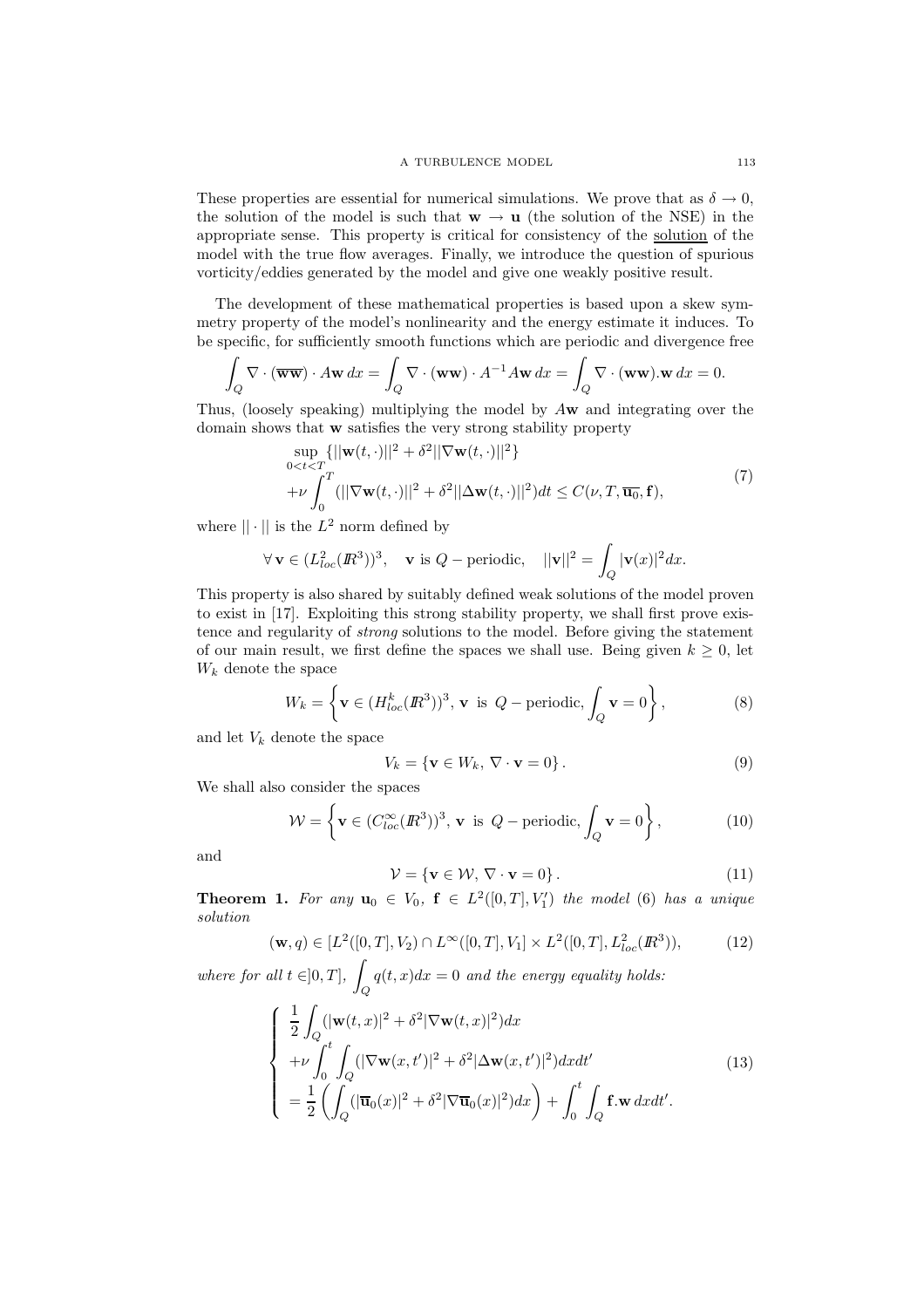These properties are essential for numerical simulations. We prove that as $\delta \to 0$, the solution of the model is such that $\mathbf{w} \to \mathbf{u}$ (the solution of the NSE) in the appropriate sense. This property is critical for consistency of the solution of the model with the true flow averages. Finally, we introduce the question of spurious vorticity/eddies generated by the model and give one weakly positive result.

The development of these mathematical properties is based upon a skew symmetry property of the model's nonlinearity and the energy estimate it induces. To be specific, for sufficiently smooth functions which are periodic and divergence free

$$\int_Q \nabla \cdot (\overline{\mathbf{w}\mathbf{w}}) \cdot A\mathbf{w}\, dx = \int_Q \nabla \cdot (\mathbf{w}\mathbf{w}) \cdot A^{-1}A\mathbf{w}\, dx = \int_Q \nabla \cdot (\mathbf{w}\mathbf{w}).\mathbf{w}\, dx = 0.$$

Thus, (loosely speaking) multiplying the model by $A\mathbf{w}$ and integrating over the domain shows that $\mathbf{w}$ satisfies the very strong stability property

$$\begin{aligned} &\sup_{0<t<T} \{||\mathbf{w}(t,\cdot)||^2 + \delta^2 ||\nabla \mathbf{w}(t,\cdot)||^2\} \\ &+\nu \int_0^T (||\nabla \mathbf{w}(t,\cdot)||^2 + \delta^2 ||\Delta \mathbf{w}(t,\cdot)||^2) dt \leq C(\nu, T, \overline{\mathbf{u}_0}, \mathbf{f}), \end{aligned} \tag{7}$$

where $||\cdot||$ is the $L^2$ norm defined by

$$\forall\, \mathbf{v} \in (L^2_{loc}(I\!R^3))^3, \quad \mathbf{v} \text{ is } Q-\text{periodic}, \quad ||\mathbf{v}||^2 = \int_Q |\mathbf{v}(x)|^2 dx.$$

This property is also shared by suitably defined weak solutions of the model proven to exist in [17]. Exploiting this strong stability property, we shall first prove existence and regularity of *strong* solutions to the model. Before giving the statement of our main result, we first define the spaces we shall use. Being given $k \geq 0$, let $W_k$ denote the space

$$W_k = \left\{ \mathbf{v} \in (H^k_{loc}(I\!R^3))^3,\, \mathbf{v} \text{ is } Q-\text{periodic}, \int_Q \mathbf{v} = 0 \right\}, \tag{8}$$

and let $V_k$ denote the space

$$V_k = \{ \mathbf{v} \in W_k,\, \nabla \cdot \mathbf{v} = 0 \}. \tag{9}$$

We shall also consider the spaces

$$\mathcal{W} = \left\{ \mathbf{v} \in (C^\infty_{loc}(I\!R^3))^3,\, \mathbf{v} \text{ is } Q-\text{periodic}, \int_Q \mathbf{v} = 0 \right\}, \tag{10}$$

and

$$\mathcal{V} = \{ \mathbf{v} \in \mathcal{W},\, \nabla \cdot \mathbf{v} = 0 \}. \tag{11}$$

**Theorem 1.** *For any $\mathbf{u}_0 \in V_0$, $\mathbf{f} \in L^2([0,T], V_1')$ the model (6) has a unique solution*

$$(\mathbf{w}, q) \in [L^2([0,T], V_2) \cap L^\infty([0,T], V_1] \times L^2([0,T], L^2_{loc}(I\!R^3)), \tag{12}$$

*where for all $t \in ]0,T]$, $\displaystyle\int_Q q(t,x)dx = 0$ and the energy equality holds:*

$$\left\{ \begin{aligned} &\frac{1}{2} \int_Q (|\mathbf{w}(t,x)|^2 + \delta^2 |\nabla \mathbf{w}(t,x)|^2) dx \\ &+\nu \int_0^t \int_Q (|\nabla \mathbf{w}(x,t')|^2 + \delta^2 |\Delta \mathbf{w}(x,t')|^2) dx dt' \\ &= \frac{1}{2} \left( \int_Q (|\overline{\mathbf{u}}_0(x)|^2 + \delta^2 |\nabla \overline{\mathbf{u}}_0(x)|^2) dx \right) + \int_0^t \int_Q \mathbf{f}.\mathbf{w}\, dx dt'. \end{aligned} \right. \tag{13}$$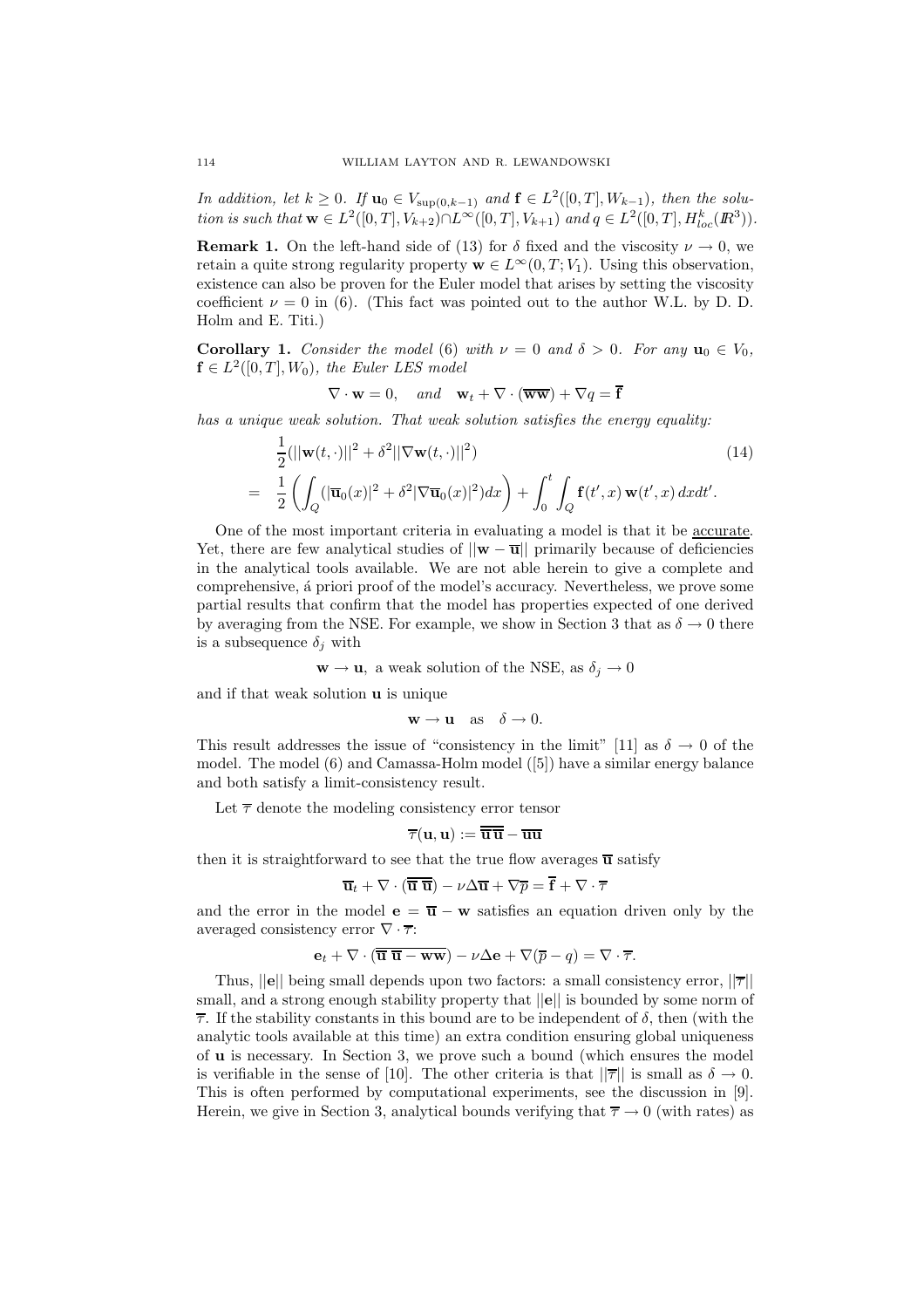*In addition, let $k \geq 0$. If $\mathbf{u}_0 \in V_{\sup(0,k-1)}$ and $\mathbf{f} \in L^2([0,T], W_{k-1})$, then the solution is such that $\mathbf{w} \in L^2([0,T], V_{k+2}) \cap L^\infty([0,T], V_{k+1})$ and $q \in L^2([0,T], H^k_{loc}(\mathbb{R}^3))$.*

**Remark 1.** On the left-hand side of (13) for $\delta$ fixed and the viscosity $\nu \to 0$, we retain a quite strong regularity property $\mathbf{w} \in L^\infty(0,T; V_1)$. Using this observation, existence can also be proven for the Euler model that arises by setting the viscosity coefficient $\nu = 0$ in (6). (This fact was pointed out to the author W.L. by D. D. Holm and E. Titi.)

**Corollary 1.** *Consider the model (6) with $\nu = 0$ and $\delta > 0$. For any $\mathbf{u}_0 \in V_0$, $\mathbf{f} \in L^2([0,T], W_0)$, the Euler LES model*

$$\nabla \cdot \mathbf{w} = 0, \quad and \quad \mathbf{w}_t + \nabla \cdot (\overline{\mathbf{w}\mathbf{w}}) + \nabla q = \overline{\mathbf{f}}$$

*has a unique weak solution. That weak solution satisfies the energy equality:*

$$\begin{aligned} &\frac{1}{2}(||\mathbf{w}(t,\cdot)||^2 + \delta^2 ||\nabla \mathbf{w}(t,\cdot)||^2) \qquad (14)\\ = \ &\frac{1}{2}\left( \int_Q (|\overline{\mathbf{u}}_0(x)|^2 + \delta^2 |\nabla \overline{\mathbf{u}}_0(x)|^2) dx \right) + \int_0^t \int_Q \mathbf{f}(t',x)\, \mathbf{w}(t',x)\, dx dt'. \end{aligned}$$

One of the most important criteria in evaluating a model is that it be accurate. Yet, there are few analytical studies of $||\mathbf{w} - \overline{\mathbf{u}}||$ primarily because of deficiencies in the analytical tools available. We are not able herein to give a complete and comprehensive, á priori proof of the model's accuracy. Nevertheless, we prove some partial results that confirm that the model has properties expected of one derived by averaging from the NSE. For example, we show in Section 3 that as $\delta \to 0$ there is a subsequence $\delta_j$ with

$$\mathbf{w} \to \mathbf{u}, \text{ a weak solution of the NSE, as } \delta_j \to 0$$

and if that weak solution $\mathbf{u}$ is unique

$$\mathbf{w} \to \mathbf{u} \quad \text{as} \quad \delta \to 0.$$

This result addresses the issue of "consistency in the limit" [11] as $\delta \to 0$ of the model. The model (6) and Camassa-Holm model ([5]) have a similar energy balance and both satisfy a limit-consistency result.

Let $\overline{\tau}$ denote the modeling consistency error tensor

$$\overline{\tau}(\mathbf{u}, \mathbf{u}) := \overline{\overline{\mathbf{u}}\,\overline{\mathbf{u}}} - \overline{\mathbf{u}\mathbf{u}}$$

then it is straightforward to see that the true flow averages $\overline{\mathbf{u}}$ satisfy

$$\overline{\mathbf{u}}_t + \nabla \cdot (\overline{\overline{\mathbf{u}}\,\overline{\mathbf{u}}}) - \nu \Delta \overline{\mathbf{u}} + \nabla \overline{p} = \overline{\mathbf{f}} + \nabla \cdot \overline{\tau}$$

and the error in the model $\mathbf{e} = \overline{\mathbf{u}} - \mathbf{w}$ satisfies an equation driven only by the averaged consistency error $\nabla \cdot \overline{\tau}$:

$$\mathbf{e}_t + \nabla \cdot (\overline{\overline{\mathbf{u}}\,\overline{\mathbf{u}} - \mathbf{w}\mathbf{w}}) - \nu \Delta \mathbf{e} + \nabla(\overline{p} - q) = \nabla \cdot \overline{\tau}.$$

Thus, $||\mathbf{e}||$ being small depends upon two factors: a small consistency error, $||\overline{\tau}||$ small, and a strong enough stability property that $||\mathbf{e}||$ is bounded by some norm of $\overline{\tau}$. If the stability constants in this bound are to be independent of $\delta$, then (with the analytic tools available at this time) an extra condition ensuring global uniqueness of $\mathbf{u}$ is necessary. In Section 3, we prove such a bound (which ensures the model is verifiable in the sense of [10]. The other criteria is that $||\overline{\tau}||$ is small as $\delta \to 0$. This is often performed by computational experiments, see the discussion in [9]. Herein, we give in Section 3, analytical bounds verifying that $\overline{\tau} \to 0$ (with rates) as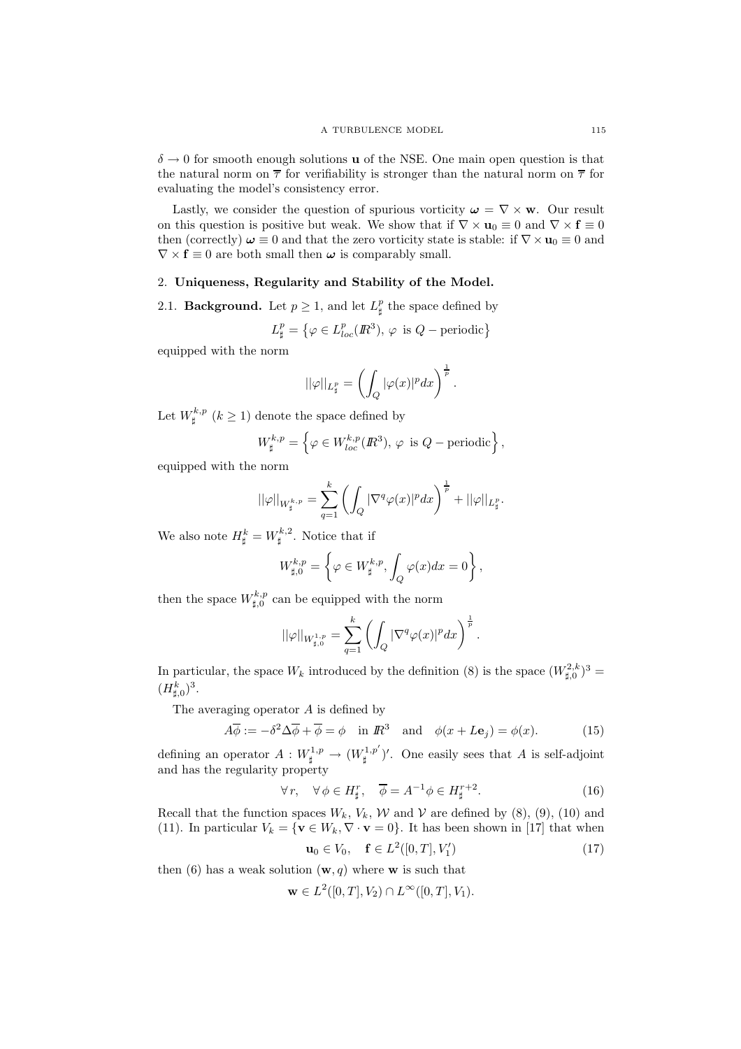$\delta \to 0$ for smooth enough solutions $\mathbf{u}$ of the NSE. One main open question is that the natural norm on $\overline{\tau}$ for verifiability is stronger than the natural norm on $\overline{\tau}$ for evaluating the model's consistency error.

Lastly, we consider the question of spurious vorticity $\boldsymbol{\omega} = \nabla \times \mathbf{w}$. Our result on this question is positive but weak. We show that if $\nabla \times \mathbf{u}_0 \equiv 0$ and $\nabla \times \mathbf{f} \equiv 0$ then (correctly) $\boldsymbol{\omega} \equiv 0$ and that the zero vorticity state is stable: if $\nabla \times \mathbf{u}_0 \equiv 0$ and $\nabla \times \mathbf{f} \equiv 0$ are both small then $\boldsymbol{\omega}$ is comparably small.

## 2. Uniqueness, Regularity and Stability of the Model.

**2.1. Background.** Let $p \geq 1$, and let $L^p_\sharp$ the space defined by

$$L^p_\sharp = \left\{ \varphi \in L^p_{loc}(\mathbb{R}^3),\ \varphi \text{ is } Q-\text{periodic} \right\}$$

equipped with the norm

$$||\varphi||_{L^p_\sharp} = \left( \int_Q |\varphi(x)|^p dx \right)^{\frac{1}{p}}.$$

Let $W^{k,p}_\sharp$ $(k \geq 1)$ denote the space defined by

$$W^{k,p}_\sharp = \left\{ \varphi \in W^{k,p}_{loc}(\mathbb{R}^3),\ \varphi \text{ is } Q-\text{periodic} \right\},$$

equipped with the norm

$$||\varphi||_{W^{k,p}_\sharp} = \sum_{q=1}^{k} \left( \int_Q |\nabla^q \varphi(x)|^p dx \right)^{\frac{1}{p}} + ||\varphi||_{L^p_\sharp}.$$

We also note $H^k_\sharp = W^{k,2}_\sharp$. Notice that if

$$W^{k,p}_{\sharp,0} = \left\{ \varphi \in W^{k,p}_\sharp, \int_Q \varphi(x) dx = 0 \right\},$$

then the space $W^{k,p}_{\sharp,0}$ can be equipped with the norm

$$||\varphi||_{W^{1,p}_{\sharp,0}} = \sum_{q=1}^{k} \left( \int_Q |\nabla^q \varphi(x)|^p dx \right)^{\frac{1}{p}}.$$

In particular, the space $W_k$ introduced by the definition (8) is the space $(W^{2,k}_{\sharp,0})^3 = (H^k_{\sharp,0})^3$.

The averaging operator $A$ is defined by

$$A\overline{\phi} := -\delta^2 \Delta \overline{\phi} + \overline{\phi} = \phi \quad \text{in } \mathbb{R}^3 \quad \text{and} \quad \phi(x + L\mathbf{e}_j) = \phi(x). \tag{15}$$

defining an operator $A : W^{1,p}_\sharp \to (W^{1,p'}_\sharp)'$. One easily sees that $A$ is self-adjoint and has the regularity property

$$\forall\, r, \quad \forall\, \phi \in H^r_\sharp, \quad \overline{\phi} = A^{-1}\phi \in H^{r+2}_\sharp. \tag{16}$$

Recall that the function spaces $W_k$, $V_k$, $\mathcal{W}$ and $\mathcal{V}$ are defined by (8), (9), (10) and (11). In particular $V_k = \{\mathbf{v} \in W_k, \nabla \cdot \mathbf{v} = 0\}$. It has been shown in [17] that when

$$\mathbf{u}_0 \in V_0, \quad \mathbf{f} \in L^2([0,T], V_1') \tag{17}$$

then (6) has a weak solution $(\mathbf{w}, q)$ where $\mathbf{w}$ is such that

$$\mathbf{w} \in L^2([0,T], V_2) \cap L^\infty([0,T], V_1).$$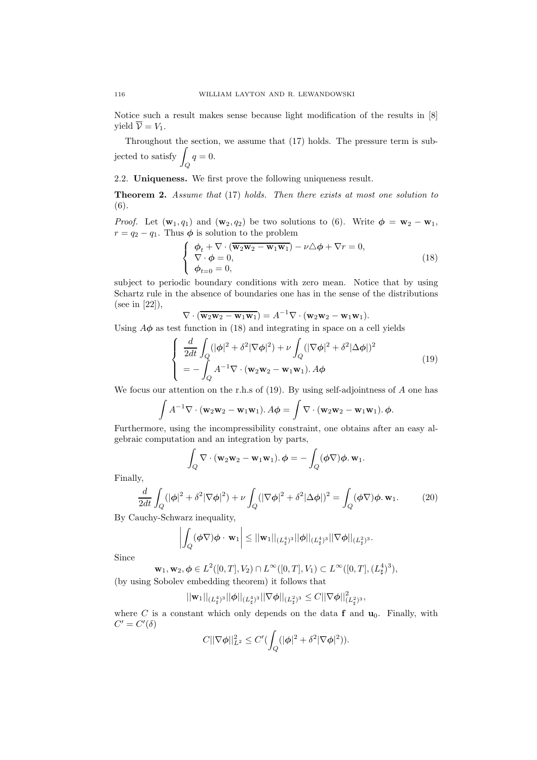Notice such a result makes sense because light modification of the results in [8] yield $\overline{\mathcal{V}} = V_1$.

Throughout the section, we assume that (17) holds. The pressure term is subjected to satisfy $\displaystyle\int_Q q = 0$.

### 2.2. Uniqueness.

We first prove the following uniqueness result.

**Theorem 2.** *Assume that* (17) *holds. Then there exists at most one solution to* (6).

*Proof.* Let $(\mathbf{w}_1, q_1)$ and $(\mathbf{w}_2, q_2)$ be two solutions to (6). Write $\boldsymbol{\phi} = \mathbf{w}_2 - \mathbf{w}_1$, $r = q_2 - q_1$. Thus $\boldsymbol{\phi}$ is solution to the problem

$$\begin{cases} \boldsymbol{\phi}_t + \nabla \cdot (\overline{\mathbf{w}_2\mathbf{w}_2 - \mathbf{w}_1\mathbf{w}_1}) - \nu \triangle \boldsymbol{\phi} + \nabla r = 0, \\ \nabla \cdot \boldsymbol{\phi} = 0, \\ \boldsymbol{\phi}_{t=0} = 0, \end{cases} \tag{18}$$

subject to periodic boundary conditions with zero mean. Notice that by using Schartz rule in the absence of boundaries one has in the sense of the distributions (see in [22]),

$$\nabla \cdot (\overline{\mathbf{w}_2\mathbf{w}_2 - \mathbf{w}_1\mathbf{w}_1}) = A^{-1}\nabla \cdot (\mathbf{w}_2\mathbf{w}_2 - \mathbf{w}_1\mathbf{w}_1).$$

Using $A\boldsymbol{\phi}$ as test function in (18) and integrating in space on a cell yields

$$\begin{cases} \dfrac{d}{2dt}\displaystyle\int_Q (|\boldsymbol{\phi}|^2 + \delta^2|\nabla\boldsymbol{\phi}|^2) + \nu \int_Q (|\nabla\boldsymbol{\phi}|^2 + \delta^2|\Delta\boldsymbol{\phi}|)^2 \\ = -\displaystyle\int_Q A^{-1}\nabla \cdot (\mathbf{w}_2\mathbf{w}_2 - \mathbf{w}_1\mathbf{w}_1).\, A\boldsymbol{\phi} \end{cases} \tag{19}$$

We focus our attention on the r.h.s of (19). By using self-adjointness of $A$ one has

$$\int A^{-1}\nabla \cdot (\mathbf{w}_2\mathbf{w}_2 - \mathbf{w}_1\mathbf{w}_1).\, A\boldsymbol{\phi} = \int \nabla \cdot (\mathbf{w}_2\mathbf{w}_2 - \mathbf{w}_1\mathbf{w}_1).\, \boldsymbol{\phi}.$$

Furthermore, using the incompressibility constraint, one obtains after an easy algebraic computation and an integration by parts,

$$\int_Q \nabla \cdot (\mathbf{w}_2\mathbf{w}_2 - \mathbf{w}_1\mathbf{w}_1).\, \boldsymbol{\phi} = -\int_Q (\boldsymbol{\phi}\nabla)\boldsymbol{\phi}.\, \mathbf{w}_1.$$

Finally,

$$\frac{d}{2dt}\int_Q (|\boldsymbol{\phi}|^2 + \delta^2|\nabla\boldsymbol{\phi}|^2) + \nu \int_Q (|\nabla\boldsymbol{\phi}|^2 + \delta^2|\Delta\boldsymbol{\phi}|)^2 = \int_Q (\boldsymbol{\phi}\nabla)\boldsymbol{\phi}.\, \mathbf{w}_1. \tag{20}$$

By Cauchy-Schwarz inequality,

$$\left|\int_Q (\boldsymbol{\phi}\nabla)\boldsymbol{\phi} \cdot \mathbf{w}_1\right| \leq ||\mathbf{w}_1||_{(L^4_\sharp)^3}||\boldsymbol{\phi}||_{(L^4_\sharp)^3}||\nabla\boldsymbol{\phi}||_{(L^2_\sharp)^3}.$$

Since

$$\mathbf{w}_1, \mathbf{w}_2, \boldsymbol{\phi} \in L^2([0,T], V_2) \cap L^\infty([0,T], V_1) \subset L^\infty([0,T], (L^4_\sharp)^3),$$

(by using Sobolev embedding theorem) it follows that

$$||\mathbf{w}_1||_{(L^4_\sharp)^3}||\boldsymbol{\phi}||_{(L^4_\sharp)^3}||\nabla\boldsymbol{\phi}||_{(L^2_\sharp)^3} \leq C||\nabla\boldsymbol{\phi}||^2_{(L^2_\sharp)^3},$$

where $C$ is a constant which only depends on the data $\mathbf{f}$ and $\mathbf{u}_0$. Finally, with $C' = C'(\delta)$

$$C||\nabla\boldsymbol{\phi}||^2_{L^2} \leq C'(\int_Q (|\boldsymbol{\phi}|^2 + \delta^2|\nabla\boldsymbol{\phi}|^2)).$$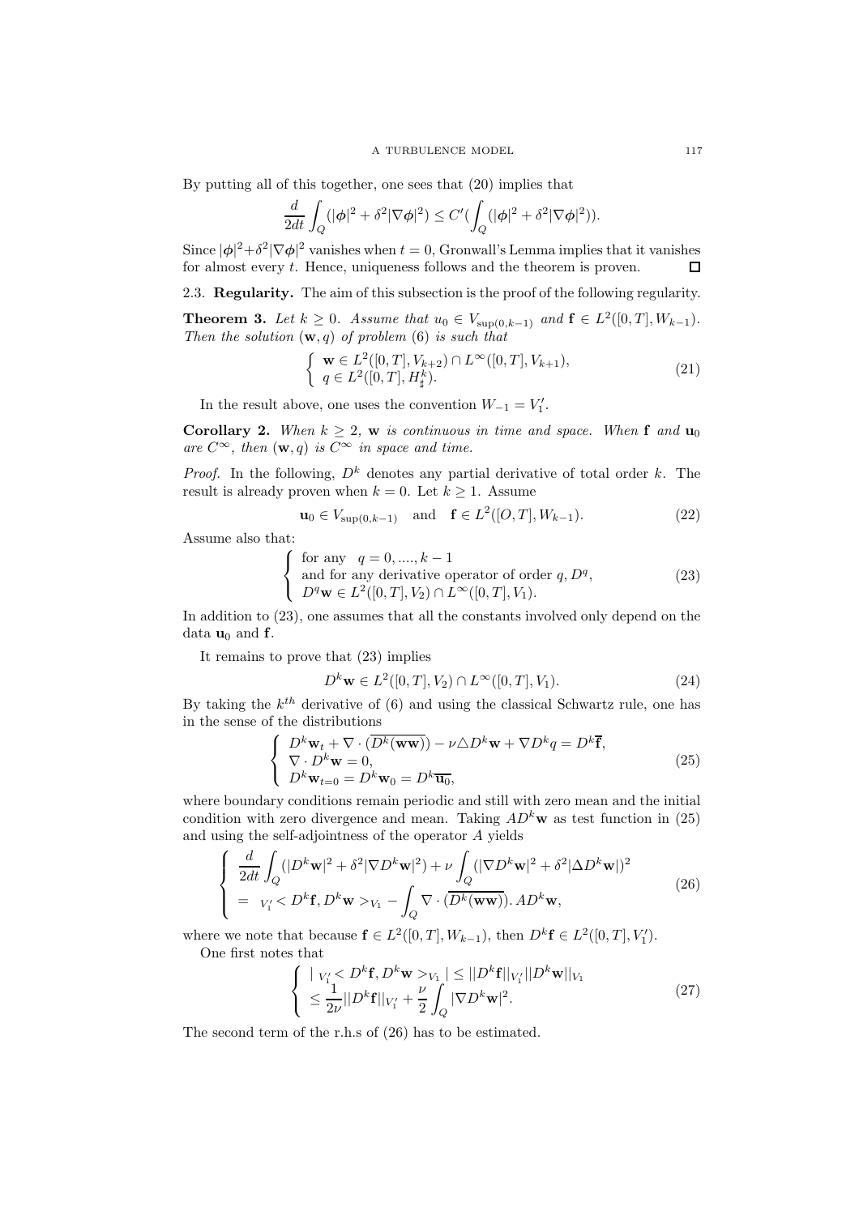By putting all of this together, one sees that (20) implies that

$$\frac{d}{2dt}\int_Q (|\boldsymbol{\phi}|^2 + \delta^2 |\nabla \boldsymbol{\phi}|^2) \le C'(\int_Q (|\boldsymbol{\phi}|^2 + \delta^2 |\nabla \boldsymbol{\phi}|^2)).$$

Since $|\boldsymbol{\phi}|^2 + \delta^2 |\nabla \boldsymbol{\phi}|^2$ vanishes when $t = 0$, Gronwall's Lemma implies that it vanishes for almost every $t$. Hence, uniqueness follows and the theorem is proven. □

2.3. **Regularity.** The aim of this subsection is the proof of the following regularity.

**Theorem 3.** *Let $k \ge 0$. Assume that $u_0 \in V_{\sup(0,k-1)}$ and $\mathbf{f} \in L^2([0,T], W_{k-1})$. Then the solution $(\mathbf{w}, q)$ of problem (6) is such that*

$$\left\{ \begin{array}{l} \mathbf{w} \in L^2([0,T], V_{k+2}) \cap L^\infty([0,T], V_{k+1}), \\ q \in L^2([0,T], H^k_\sharp). \end{array} \right. \tag{21}$$

In the result above, one uses the convention $W_{-1} = V_1'$.

**Corollary 2.** *When $k \ge 2$, $\mathbf{w}$ is continuous in time and space. When $\mathbf{f}$ and $\mathbf{u}_0$ are $C^\infty$, then $(\mathbf{w}, q)$ is $C^\infty$ in space and time.*

*Proof.* In the following, $D^k$ denotes any partial derivative of total order $k$. The result is already proven when $k = 0$. Let $k \ge 1$. Assume

$$\mathbf{u}_0 \in V_{\sup(0,k-1)} \quad \text{and} \quad \mathbf{f} \in L^2([O,T], W_{k-1}). \tag{22}$$

Assume also that:

$$\left\{ \begin{array}{l} \text{for any} \quad q = 0, ...., k-1 \\ \text{and for any derivative operator of order } q, D^q, \\ D^q \mathbf{w} \in L^2([0,T], V_2) \cap L^\infty([0,T], V_1). \end{array} \right. \tag{23}$$

In addition to (23), one assumes that all the constants involved only depend on the data $\mathbf{u}_0$ and $\mathbf{f}$.

It remains to prove that (23) implies

$$D^k \mathbf{w} \in L^2([0,T], V_2) \cap L^\infty([0,T], V_1). \tag{24}$$

By taking the $k^{th}$ derivative of (6) and using the classical Schwartz rule, one has in the sense of the distributions

$$\left\{ \begin{array}{l} D^k \mathbf{w}_t + \nabla \cdot (\overline{D^k(\mathbf{w}\mathbf{w})}) - \nu \triangle D^k \mathbf{w} + \nabla D^k q = D^k \overline{\mathbf{f}}, \\ \nabla \cdot D^k \mathbf{w} = 0, \\ D^k \mathbf{w}_{t=0} = D^k \mathbf{w}_0 = D^k \overline{\mathbf{u}_0}, \end{array} \right. \tag{25}$$

where boundary conditions remain periodic and still with zero mean and the initial condition with zero divergence and mean. Taking $AD^k \mathbf{w}$ as test function in (25) and using the self-adjointness of the operator $A$ yields

$$\left\{ \begin{array}{l} \displaystyle \frac{d}{2dt}\int_Q (|D^k \mathbf{w}|^2 + \delta^2 |\nabla D^k \mathbf{w}|^2) + \nu \int_Q (|\nabla D^k \mathbf{w}|^2 + \delta^2 |\Delta D^k \mathbf{w}|)^2 \\ \displaystyle = \ _{V_1'}\!< D^k \mathbf{f}, D^k \mathbf{w} >_{V_1} - \int_Q \nabla \cdot (\overline{D^k(\mathbf{w}\mathbf{w})}).\, AD^k \mathbf{w}, \end{array} \right. \tag{26}$$

where we note that because $\mathbf{f} \in L^2([0,T], W_{k-1})$, then $D^k \mathbf{f} \in L^2([0,T], V_1')$.

One first notes that

$$\left\{ \begin{array}{l} |\ _{V_1'}\!< D^k \mathbf{f}, D^k \mathbf{w} >_{V_1}| \le ||D^k \mathbf{f}||_{V_1'} ||D^k \mathbf{w}||_{V_1} \\ \displaystyle \le \frac{1}{2\nu} ||D^k \mathbf{f}||_{V_1'} + \frac{\nu}{2} \int_Q |\nabla D^k \mathbf{w}|^2. \end{array} \right. \tag{27}$$

The second term of the r.h.s of (26) has to be estimated.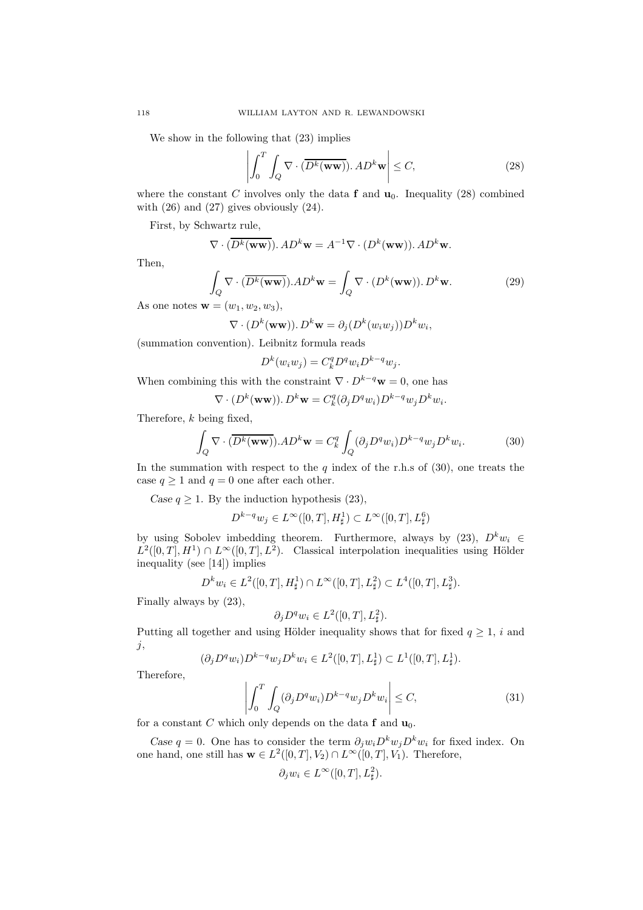We show in the following that (23) implies

$$\left| \int_0^T \int_Q \nabla \cdot (\overline{D^k(\mathbf{ww})}) . AD^k \mathbf{w} \right| \leq C, \tag{28}$$

where the constant $C$ involves only the data $\mathbf{f}$ and $\mathbf{u}_0$. Inequality (28) combined with (26) and (27) gives obviously (24).

First, by Schwartz rule,

$$\nabla \cdot (\overline{D^k(\mathbf{ww})}) . AD^k \mathbf{w} = A^{-1} \nabla \cdot (D^k(\mathbf{ww})) . AD^k \mathbf{w}.$$

Then,

$$\int_Q \nabla \cdot (\overline{D^k(\mathbf{ww})}) . AD^k \mathbf{w} = \int_Q \nabla \cdot (D^k(\mathbf{ww})) . D^k \mathbf{w}. \tag{29}$$

As one notes $\mathbf{w} = (w_1, w_2, w_3)$,

$$\nabla \cdot (D^k(\mathbf{ww})) . D^k \mathbf{w} = \partial_j (D^k(w_i w_j)) D^k w_i,$$

(summation convention). Leibnitz formula reads

$$D^k(w_i w_j) = C_k^q D^q w_i D^{k-q} w_j.$$

When combining this with the constraint $\nabla \cdot D^{k-q} \mathbf{w} = 0$, one has

$$\nabla \cdot (D^k(\mathbf{ww})) . D^k \mathbf{w} = C_k^q (\partial_j D^q w_i) D^{k-q} w_j D^k w_i.$$

Therefore, $k$ being fixed,

$$\int_Q \nabla \cdot (\overline{D^k(\mathbf{ww})}) . AD^k \mathbf{w} = C_k^q \int_Q (\partial_j D^q w_i) D^{k-q} w_j D^k w_i. \tag{30}$$

In the summation with respect to the $q$ index of the r.h.s of (30), one treats the case $q \geq 1$ and $q = 0$ one after each other.

*Case* $q \geq 1$. By the induction hypothesis (23),

$$D^{k-q} w_j \in L^\infty([0,T], H^1_\sharp) \subset L^\infty([0,T], L^6_\sharp)$$

by using Sobolev imbedding theorem. Furthermore, always by (23), $D^k w_i \in L^2([0,T], H^1) \cap L^\infty([0,T], L^2)$. Classical interpolation inequalities using Hölder inequality (see [14]) implies

$$D^k w_i \in L^2([0,T], H^1_\sharp) \cap L^\infty([0,T], L^2_\sharp) \subset L^4([0,T], L^3_\sharp).$$

Finally always by (23),

$$\partial_j D^q w_i \in L^2([0,T], L^2_\sharp).$$

Putting all together and using Hölder inequality shows that for fixed $q \geq 1$, $i$ and $j$,

$$(\partial_j D^q w_i) D^{k-q} w_j D^k w_i \in L^2([0,T], L^1_\sharp) \subset L^1([0,T], L^1_\sharp).$$

Therefore,

$$\left| \int_0^T \int_Q (\partial_j D^q w_i) D^{k-q} w_j D^k w_i \right| \leq C, \tag{31}$$

for a constant $C$ which only depends on the data $\mathbf{f}$ and $\mathbf{u}_0$.

*Case* $q = 0$. One has to consider the term $\partial_j w_i D^k w_j D^k w_i$ for fixed index. On one hand, one still has $\mathbf{w} \in L^2([0,T], V_2) \cap L^\infty([0,T], V_1)$. Therefore,

$$\partial_j w_i \in L^\infty([0,T], L^2_\sharp).$$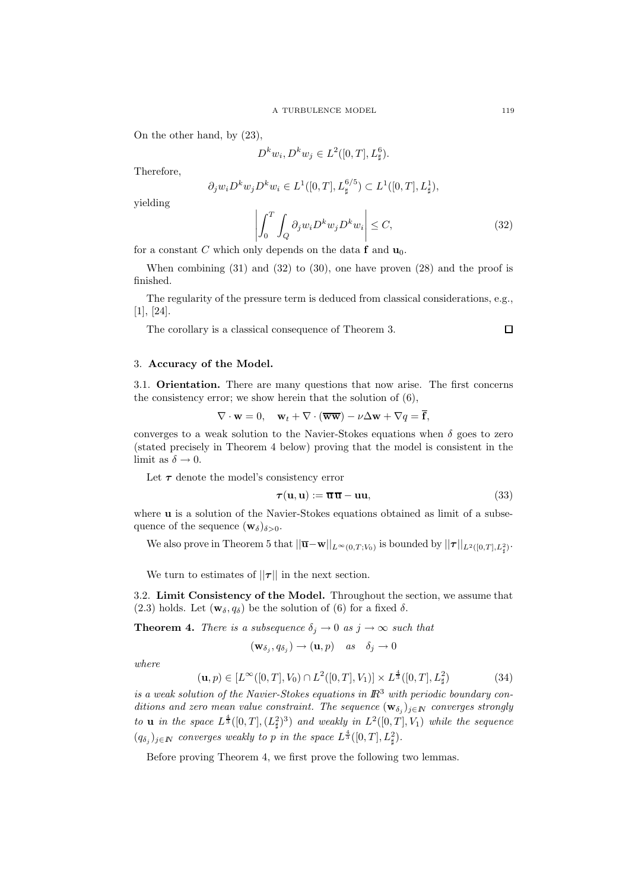On the other hand, by (23),

$$D^k w_i, D^k w_j \in L^2([0,T], L^6_\sharp).$$

Therefore,

$$\partial_j w_i D^k w_j D^k w_i \in L^1([0,T], L^{6/5}_\sharp) \subset L^1([0,T], L^1_\sharp),$$

yielding

$$\left| \int_0^T \int_Q \partial_j w_i D^k w_j D^k w_i \right| \leq C, \tag{32}$$

for a constant $C$ which only depends on the data $\mathbf{f}$ and $\mathbf{u}_0$.

When combining (31) and (32) to (30), one have proven (28) and the proof is finished.

The regularity of the pressure term is deduced from classical considerations, e.g., [1], [24].

The corollary is a classical consequence of Theorem 3. □

## 3. **Accuracy of the Model.**

**3.1. Orientation.** There are many questions that now arise. The first concerns the consistency error; we show herein that the solution of (6),

$$\nabla \cdot \mathbf{w} = 0, \quad \mathbf{w}_t + \nabla \cdot (\overline{\overline{\mathbf{w}\mathbf{w}}}) - \nu \Delta \mathbf{w} + \nabla q = \overline{\mathbf{f}},$$

converges to a weak solution to the Navier-Stokes equations when $\delta$ goes to zero (stated precisely in Theorem 4 below) proving that the model is consistent in the limit as $\delta \to 0$.

Let $\boldsymbol{\tau}$ denote the model's consistency error

$$\boldsymbol{\tau}(\mathbf{u}, \mathbf{u}) := \overline{\overline{\mathbf{u}}\,\overline{\mathbf{u}}} - \mathbf{u}\mathbf{u}, \tag{33}$$

where $\mathbf{u}$ is a solution of the Navier-Stokes equations obtained as limit of a subsequence of the sequence $(\mathbf{w}_\delta)_{\delta>0}$.

We also prove in Theorem 5 that $||\overline{\mathbf{u}} - \mathbf{w}||_{L^\infty(0,T;V_0)}$ is bounded by $||\boldsymbol{\tau}||_{L^2([0,T],L^2_\sharp)}$.

We turn to estimates of $||\boldsymbol{\tau}||$ in the next section.

**3.2. Limit Consistency of the Model.** Throughout the section, we assume that (2.3) holds. Let $(\mathbf{w}_\delta, q_\delta)$ be the solution of (6) for a fixed $\delta$.

**Theorem 4.** *There is a subsequence $\delta_j \to 0$ as $j \to \infty$ such that*

$$(\mathbf{w}_{\delta_j}, q_{\delta_j}) \to (\mathbf{u}, p) \quad as \quad \delta_j \to 0$$

*where*

$$(\mathbf{u}, p) \in [L^\infty([0,T], V_0) \cap L^2([0,T], V_1)] \times L^{\frac{4}{3}}([0,T], L^2_\sharp) \tag{34}$$

*is a weak solution of the Navier-Stokes equations in $\mathbb{R}^3$ with periodic boundary conditions and zero mean value constraint. The sequence $(\mathbf{w}_{\delta_j})_{j\in\mathbb{N}}$ converges strongly to $\mathbf{u}$ in the space $L^{\frac{4}{3}}([0,T], (L^2_\sharp)^3)$ and weakly in $L^2([0,T], V_1)$ while the sequence $(q_{\delta_j})_{j\in\mathbb{N}}$ converges weakly to $p$ in the space $L^{\frac{4}{3}}([0,T], L^2_\sharp)$.*

Before proving Theorem 4, we first prove the following two lemmas.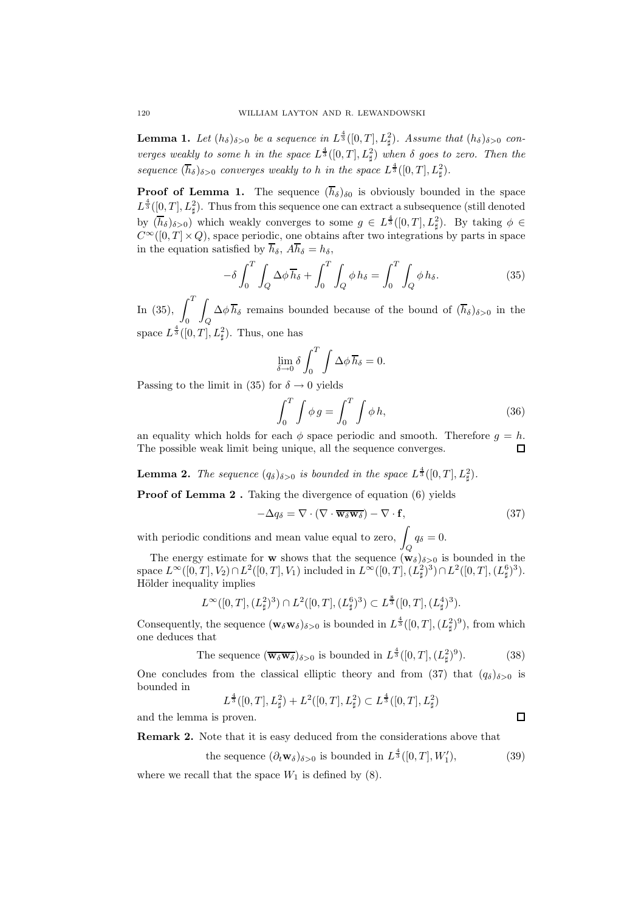**Lemma 1.** *Let $(h_\delta)_{\delta>0}$ be a sequence in $L^{\frac{4}{3}}([0,T], L^2_\sharp)$. Assume that $(h_\delta)_{\delta>0}$ converges weakly to some $h$ in the space $L^{\frac{4}{3}}([0,T], L^2_\sharp)$ when $\delta$ goes to zero. Then the sequence $(\overline{h}_\delta)_{\delta>0}$ converges weakly to $h$ in the space $L^{\frac{4}{3}}([0,T], L^2_\sharp)$.*

**Proof of Lemma 1.** The sequence $(\overline{h}_\delta)_{\delta 0}$ is obviously bounded in the space $L^{\frac{4}{3}}([0,T], L^2_\sharp)$. Thus from this sequence one can extract a subsequence (still denoted by $(\overline{h}_\delta)_{\delta>0}$) which weakly converges to some $g \in L^{\frac{4}{3}}([0,T], L^2_\sharp)$. By taking $\phi \in C^\infty([0,T] \times Q)$, space periodic, one obtains after two integrations by parts in space in the equation satisfied by $\overline{h}_\delta$, $A\overline{h}_\delta = h_\delta$,

$$-\delta \int_0^T \int_Q \Delta\phi \, \overline{h}_\delta + \int_0^T \int_Q \phi \, h_\delta = \int_0^T \int_Q \phi \, h_\delta. \tag{35}$$

In (35), $\displaystyle\int_0^T \int_Q \Delta\phi \, \overline{h}_\delta$ remains bounded because of the bound of $(\overline{h}_\delta)_{\delta>0}$ in the space $L^{\frac{4}{3}}([0,T], L^2_\sharp)$. Thus, one has

$$\lim_{\delta \to 0} \delta \int_0^T \int \Delta\phi \, \overline{h}_\delta = 0.$$

Passing to the limit in (35) for $\delta \to 0$ yields

$$\int_0^T \int \phi \, g = \int_0^T \int \phi \, h, \tag{36}$$

an equality which holds for each $\phi$ space periodic and smooth. Therefore $g = h$. The possible weak limit being unique, all the sequence converges. $\square$

**Lemma 2.** *The sequence $(q_\delta)_{\delta>0}$ is bounded in the space $L^{\frac{4}{3}}([0,T], L^2_\sharp)$.*

**Proof of Lemma 2 .** Taking the divergence of equation (6) yields

$$-\Delta q_\delta = \nabla \cdot (\nabla \cdot \overline{\mathbf{w}_\delta \mathbf{w}_\delta}) - \nabla \cdot \mathbf{f}, \tag{37}$$

with periodic conditions and mean value equal to zero, $\displaystyle\int_Q q_\delta = 0$.

The energy estimate for $\mathbf{w}$ shows that the sequence $(\mathbf{w}_\delta)_{\delta>0}$ is bounded in the space $L^\infty([0,T], V_2) \cap L^2([0,T], V_1)$ included in $L^\infty([0,T], (L^2_\sharp)^3) \cap L^2([0,T], (L^6_\sharp)^3)$. Hölder inequality implies

$$L^\infty([0,T], (L^2_\sharp)^3) \cap L^2([0,T], (L^6_\sharp)^3) \subset L^{\frac{8}{3}}([0,T], (L^4_\sharp)^3).$$

Consequently, the sequence $(\mathbf{w}_\delta \mathbf{w}_\delta)_{\delta>0}$ is bounded in $L^{\frac{4}{3}}([0,T], (L^2_\sharp)^9)$, from which one deduces that

$$\text{The sequence } (\overline{\mathbf{w}_\delta \mathbf{w}_\delta})_{\delta>0} \text{ is bounded in } L^{\frac{4}{3}}([0,T], (L^2_\sharp)^9). \tag{38}$$

One concludes from the classical elliptic theory and from (37) that $(q_\delta)_{\delta>0}$ is bounded in

$$L^{\frac{4}{3}}([0,T], L^2_\sharp) + L^2([0,T], L^2_\sharp) \subset L^{\frac{4}{3}}([0,T], L^2_\sharp)$$

and the lemma is proven. $\square$

**Remark 2.** Note that it is easy deduced from the considerations above that

$$\text{the sequence } (\partial_t \mathbf{w}_\delta)_{\delta>0} \text{ is bounded in } L^{\frac{4}{3}}([0,T], W_1'), \tag{39}$$

where we recall that the space $W_1$ is defined by (8).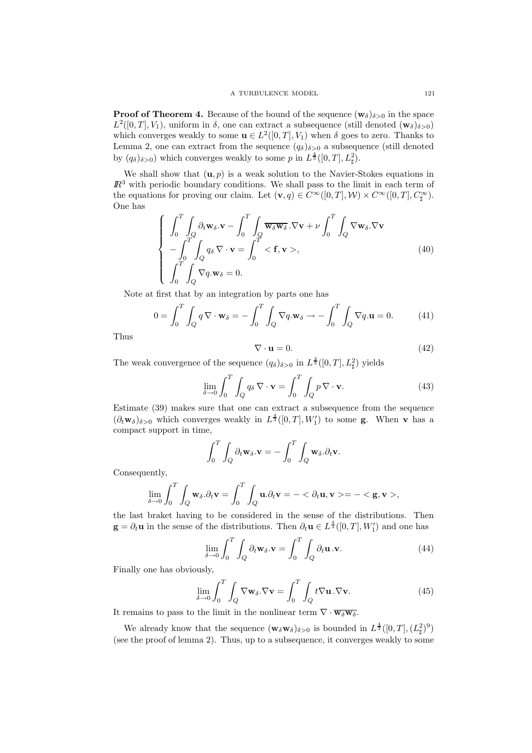**Proof of Theorem 4.** Because of the bound of the sequence $(\mathbf{w}_\delta)_{\delta>0}$ in the space $L^2([0,T],V_1)$, uniform in $\delta$, one can extract a subsequence (still denoted $(\mathbf{w}_\delta)_{\delta>0}$) which converges weakly to some $\mathbf{u} \in L^2([0,T],V_1)$ when $\delta$ goes to zero. Thanks to Lemma 2, one can extract from the sequence $(q_\delta)_{\delta>0}$ a subsequence (still denoted by $(q_{\delta>0})$ which converges weakly to some $p$ in $L^{\frac{4}{3}}([0,T],L^2_\sharp)$.

We shall show that $(\mathbf{u},p)$ is a weak solution to the Navier-Stokes equations in $I\!\!R^3$ with periodic boundary conditions. We shall pass to the limit in each term of the equations for proving our claim. Let $(\mathbf{v},q) \in C^\infty([0,T],\mathcal{W}) \times C^\infty([0,T],C^\infty_\sharp)$. One has

$$
\left\{
\begin{array}{l}
\displaystyle\int_0^T \int_Q \partial_t \mathbf{w}_\delta . \mathbf{v} - \int_0^T \int_Q \overline{\mathbf{w}_\delta \mathbf{w}_\delta} . \nabla \mathbf{v} + \nu \int_0^T \int_Q \nabla \mathbf{w}_\delta . \nabla \mathbf{v} \\
\displaystyle - \int_0^T \int_Q q_\delta \, \nabla \cdot \mathbf{v} = \int_0^T < \mathbf{f}, \mathbf{v} >, \\
\displaystyle\int_0^T \int_Q \nabla q . \mathbf{w}_\delta = 0.
\end{array}
\right.
\tag{40}
$$

Note at first that by an integration by parts one has

$$
0 = \int_0^T \int_Q q \, \nabla \cdot \mathbf{w}_\delta = - \int_0^T \int_Q \nabla q . \mathbf{w}_\delta \to - \int_0^T \int_Q \nabla q . \mathbf{u} = 0. \tag{41}
$$

Thus

$$
\nabla \cdot \mathbf{u} = 0. \tag{42}
$$

The weak convergence of the sequence $(q_\delta)_{\delta>0}$ in $L^{\frac{4}{3}}([0,T],L^2_\sharp)$ yields

$$
\lim_{\delta \to 0} \int_0^T \int_Q q_\delta \, \nabla \cdot \mathbf{v} = \int_0^T \int_Q p \, \nabla \cdot \mathbf{v}. \tag{43}
$$

Estimate (39) makes sure that one can extract a subsequence from the sequence $(\partial_t \mathbf{w}_\delta)_{\delta>0}$ which converges weakly in $L^{\frac{4}{3}}([0,T],W_1')$ to some $\mathbf{g}$. When $\mathbf{v}$ has a compact support in time,

$$
\int_0^T \int_Q \partial_t \mathbf{w}_\delta . \mathbf{v} = - \int_0^T \int_Q \mathbf{w}_\delta . \partial_t \mathbf{v}.
$$

Consequently,

$$
\lim_{\delta \to 0} \int_0^T \int_Q \mathbf{w}_\delta . \partial_t \mathbf{v} = \int_0^T \int_Q \mathbf{u} . \partial_t \mathbf{v} = - < \partial_t \mathbf{u}, \mathbf{v} > = - < \mathbf{g}, \mathbf{v} >,
$$

the last braket having to be considered in the sense of the distributions. Then $\mathbf{g} = \partial_t \mathbf{u}$ in the sense of the distributions. Then $\partial_t \mathbf{u} \in L^{\frac{4}{3}}([0,T],W_1')$ and one has

$$
\lim_{\delta \to 0} \int_0^T \int_Q \partial_t \mathbf{w}_\delta . \mathbf{v} = \int_0^T \int_Q \partial_t \mathbf{u} \, . \mathbf{v}. \tag{44}
$$

Finally one has obviously,

$$
\lim_{\delta \to 0} \int_0^T \int_Q \nabla \mathbf{w}_\delta . \nabla \mathbf{v} = \int_0^T \int_Q t \nabla \mathbf{u} \, . \nabla \mathbf{v}. \tag{45}
$$

It remains to pass to the limit in the nonlinear term $\nabla \cdot \overline{\mathbf{w}_\delta \mathbf{w}_\delta}$.

We already know that the sequence $(\mathbf{w}_\delta \mathbf{w}_\delta)_{\delta>0}$ is bounded in $L^{\frac{4}{3}}([0,T],(L^2_\sharp)^9)$ (see the proof of lemma 2). Thus, up to a subsequence, it converges weakly to some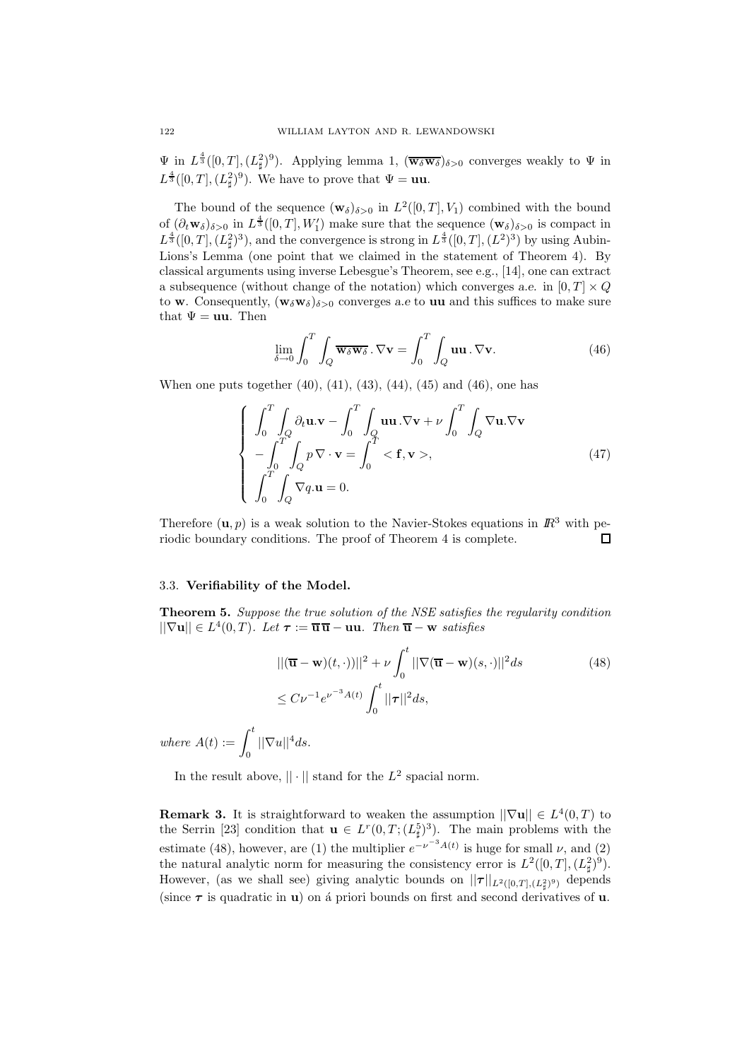$\Psi$ in $L^{\frac{4}{3}}([0,T],(L^2_\sharp)^9)$. Applying lemma 1, $(\overline{\mathbf{w}_\delta \mathbf{w}_\delta})_{\delta>0}$ converges weakly to $\Psi$ in $L^{\frac{4}{3}}([0,T],(L^2_\sharp)^9)$. We have to prove that $\Psi = \mathbf{uu}$.

The bound of the sequence $(\mathbf{w}_\delta)_{\delta>0}$ in $L^2([0,T],V_1)$ combined with the bound of $(\partial_t \mathbf{w}_\delta)_{\delta>0}$ in $L^{\frac{4}{3}}([0,T],W_1')$ make sure that the sequence $(\mathbf{w}_\delta)_{\delta>0}$ is compact in $L^{\frac{4}{3}}([0,T],(L^2_\sharp)^3)$, and the convergence is strong in $L^{\frac{4}{3}}([0,T],(L^2)^3)$ by using Aubin-Lions's Lemma (one point that we claimed in the statement of Theorem 4). By classical arguments using inverse Lebesgue's Theorem, see e.g., [14], one can extract a subsequence (without change of the notation) which converges *a.e.* in $[0,T]\times Q$ to $\mathbf{w}$. Consequently, $(\mathbf{w}_\delta \mathbf{w}_\delta)_{\delta>0}$ converges *a.e* to $\mathbf{uu}$ and this suffices to make sure that $\Psi = \mathbf{uu}$. Then

$$\lim_{\delta\to 0} \int_0^T \int_Q \overline{\mathbf{w}_\delta \mathbf{w}_\delta} \,.\, \nabla \mathbf{v} = \int_0^T \int_Q \mathbf{uu} \,.\, \nabla \mathbf{v}. \tag{46}$$

When one puts together (40), (41), (43), (44), (45) and (46), one has

$$\left\{ \begin{array}{l} \displaystyle\int_0^T \int_Q \partial_t \mathbf{u}.\mathbf{v} - \int_0^T \int_Q \mathbf{uu}\,.\nabla \mathbf{v} + \nu \int_0^T \int_Q \nabla \mathbf{u}.\nabla \mathbf{v} \\ \displaystyle - \int_0^T \int_Q p \,\nabla\cdot \mathbf{v} = \int_0^T < \mathbf{f}, \mathbf{v} >, \\ \displaystyle\int_0^T \int_Q \nabla q.\mathbf{u} = 0. \end{array} \right. \tag{47}$$

Therefore $(\mathbf{u},p)$ is a weak solution to the Navier-Stokes equations in $\mathbb{R}^3$ with periodic boundary conditions. The proof of Theorem 4 is complete. $\square$

### 3.3. Verifiability of the Model.

**Theorem 5.** *Suppose the true solution of the NSE satisfies the regularity condition* $||\nabla \mathbf{u}|| \in L^4(0,T)$. *Let* $\boldsymbol{\tau} := \overline{\overline{\mathbf{u}}\,\overline{\mathbf{u}}} - \mathbf{uu}$. *Then* $\overline{\mathbf{u}} - \mathbf{w}$ *satisfies*

$$\begin{aligned} &||(\overline{\mathbf{u}} - \mathbf{w})(t,\cdot))||^2 + \nu \int_0^t ||\nabla(\overline{\mathbf{u}} - \mathbf{w})(s,\cdot)||^2 ds \\ &\leq C\nu^{-1} e^{\nu^{-3}A(t)} \int_0^t ||\boldsymbol{\tau}||^2 ds, \end{aligned} \tag{48}$$

*where* $A(t) := \displaystyle\int_0^t ||\nabla u||^4 ds$.

In the result above, $||\cdot||$ stand for the $L^2$ spacial norm.

**Remark 3.** It is straightforward to weaken the assumption $||\nabla \mathbf{u}|| \in L^4(0,T)$ to the Serrin [23] condition that $\mathbf{u} \in L^r(0,T;(L^5_\sharp)^3)$. The main problems with the estimate (48), however, are (1) the multiplier $e^{-\nu^{-3}A(t)}$ is huge for small $\nu$, and (2) the natural analytic norm for measuring the consistency error is $L^2([0,T],(L^2_\sharp)^9)$. However, (as we shall see) giving analytic bounds on $||\boldsymbol{\tau}||_{L^2([0,T],(L^2_\sharp)^9)}$ depends (since $\boldsymbol{\tau}$ is quadratic in $\mathbf{u}$) on á priori bounds on first and second derivatives of $\mathbf{u}$.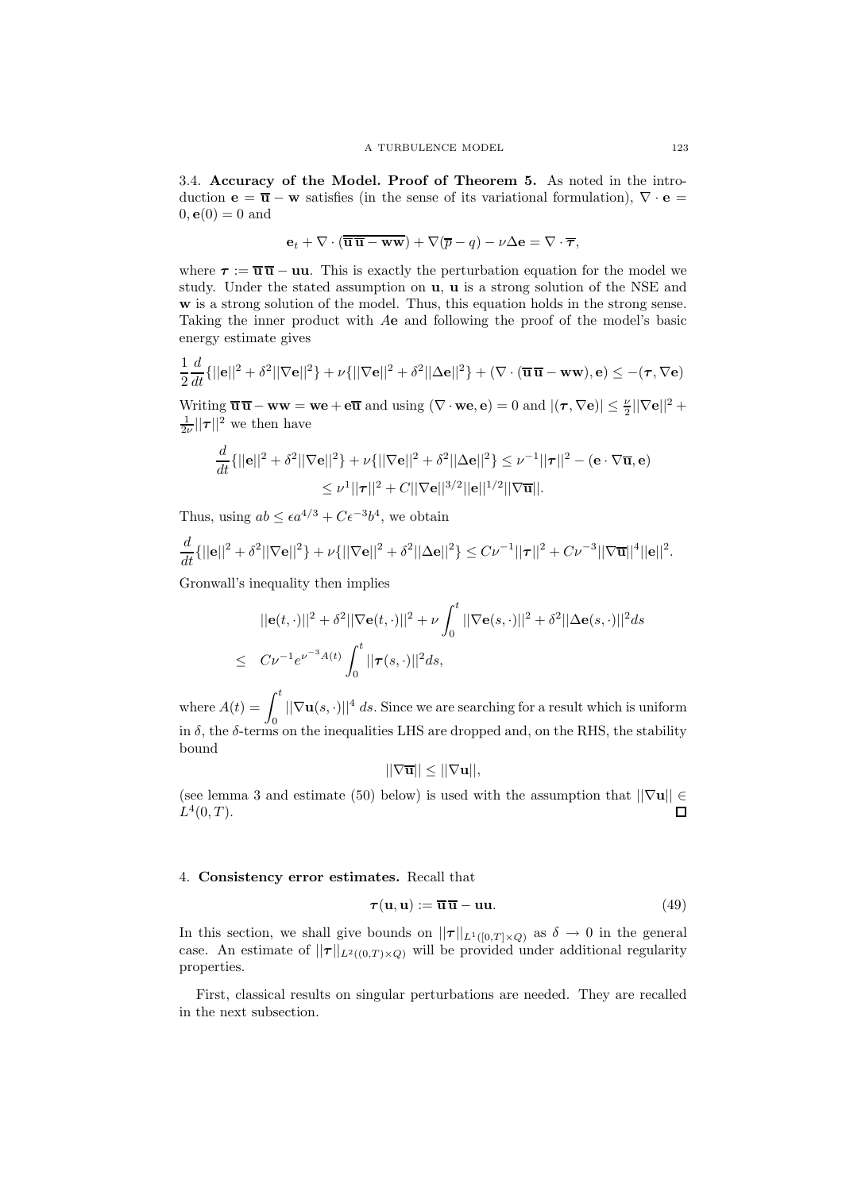3.4. **Accuracy of the Model. Proof of Theorem 5.** As noted in the introduction $\mathbf{e} = \overline{\mathbf{u}} - \mathbf{w}$ satisfies (in the sense of its variational formulation), $\nabla \cdot \mathbf{e} = 0, \mathbf{e}(0) = 0$ and

$$\mathbf{e}_t + \nabla \cdot (\overline{\overline{\mathbf{u}}\,\overline{\mathbf{u}} - \mathbf{w}\mathbf{w}}) + \nabla(\overline{p} - q) - \nu \Delta \mathbf{e} = \nabla \cdot \overline{\boldsymbol{\tau}},$$

where $\boldsymbol{\tau} := \overline{\mathbf{u}}\,\overline{\mathbf{u}} - \mathbf{u}\mathbf{u}$. This is exactly the perturbation equation for the model we study. Under the stated assumption on $\mathbf{u}$, $\mathbf{u}$ is a strong solution of the NSE and $\mathbf{w}$ is a strong solution of the model. Thus, this equation holds in the strong sense. Taking the inner product with $A\mathbf{e}$ and following the proof of the model's basic energy estimate gives

$$\frac{1}{2}\frac{d}{dt}\{||\mathbf{e}||^2 + \delta^2||\nabla \mathbf{e}||^2\} + \nu\{||\nabla \mathbf{e}||^2 + \delta^2||\Delta \mathbf{e}||^2\} + (\nabla \cdot (\overline{\mathbf{u}}\,\overline{\mathbf{u}} - \mathbf{w}\mathbf{w}), \mathbf{e}) \leq -(\boldsymbol{\tau}, \nabla \mathbf{e})$$

Writing $\overline{\mathbf{u}}\,\overline{\mathbf{u}} - \mathbf{w}\mathbf{w} = \mathbf{w}\mathbf{e} + \mathbf{e}\overline{\mathbf{u}}$ and using $(\nabla \cdot \mathbf{w}\mathbf{e}, \mathbf{e}) = 0$ and $|(\boldsymbol{\tau}, \nabla \mathbf{e})| \leq \frac{\nu}{2}||\nabla \mathbf{e}||^2 + \frac{1}{2\nu}||\boldsymbol{\tau}||^2$ we then have

$$\begin{aligned}\frac{d}{dt}\{||\mathbf{e}||^2 + \delta^2||\nabla \mathbf{e}||^2\} + \nu\{||\nabla \mathbf{e}||^2 + \delta^2||\Delta \mathbf{e}||^2\} &\leq \nu^{-1}||\boldsymbol{\tau}||^2 - (\mathbf{e} \cdot \nabla \overline{\mathbf{u}}, \mathbf{e}) \\ &\leq \nu^1||\boldsymbol{\tau}||^2 + C||\nabla \mathbf{e}||^{3/2}||\mathbf{e}||^{1/2}||\nabla \overline{\mathbf{u}}||.\end{aligned}$$

Thus, using $ab \leq \epsilon a^{4/3} + C\epsilon^{-3}b^4$, we obtain

$$\frac{d}{dt}\{||\mathbf{e}||^2 + \delta^2||\nabla \mathbf{e}||^2\} + \nu\{||\nabla \mathbf{e}||^2 + \delta^2||\Delta \mathbf{e}||^2\} \leq C\nu^{-1}||\boldsymbol{\tau}||^2 + C\nu^{-3}||\nabla \overline{\mathbf{u}}||^4||\mathbf{e}||^2.$$

Gronwall's inequality then implies

$$\begin{aligned}&||\mathbf{e}(t,\cdot)||^2 + \delta^2||\nabla \mathbf{e}(t,\cdot)||^2 + \nu\int_0^t ||\nabla \mathbf{e}(s,\cdot)||^2 + \delta^2||\Delta \mathbf{e}(s,\cdot)||^2 ds \\ \leq \quad & C\nu^{-1}e^{\nu^{-3}A(t)}\int_0^t ||\boldsymbol{\tau}(s,\cdot)||^2 ds,\end{aligned}$$

where $A(t) = \displaystyle\int_0^t ||\nabla \mathbf{u}(s,\cdot)||^4\, ds$. Since we are searching for a result which is uniform in $\delta$, the $\delta$-terms on the inequalities LHS are dropped and, on the RHS, the stability bound

$$||\nabla \overline{\mathbf{u}}|| \leq ||\nabla \mathbf{u}||,$$

(see lemma 3 and estimate (50) below) is used with the assumption that $||\nabla \mathbf{u}|| \in L^4(0,T)$. $\square$

## 4. **Consistency error estimates.**

Recall that

$$\boldsymbol{\tau}(\mathbf{u}, \mathbf{u}) := \overline{\mathbf{u}}\,\overline{\mathbf{u}} - \mathbf{u}\mathbf{u}. \tag{49}$$

In this section, we shall give bounds on $||\boldsymbol{\tau}||_{L^1([0,T]\times Q)}$ as $\delta \to 0$ in the general case. An estimate of $||\boldsymbol{\tau}||_{L^2((0,T)\times Q)}$ will be provided under additional regularity properties.

First, classical results on singular perturbations are needed. They are recalled in the next subsection.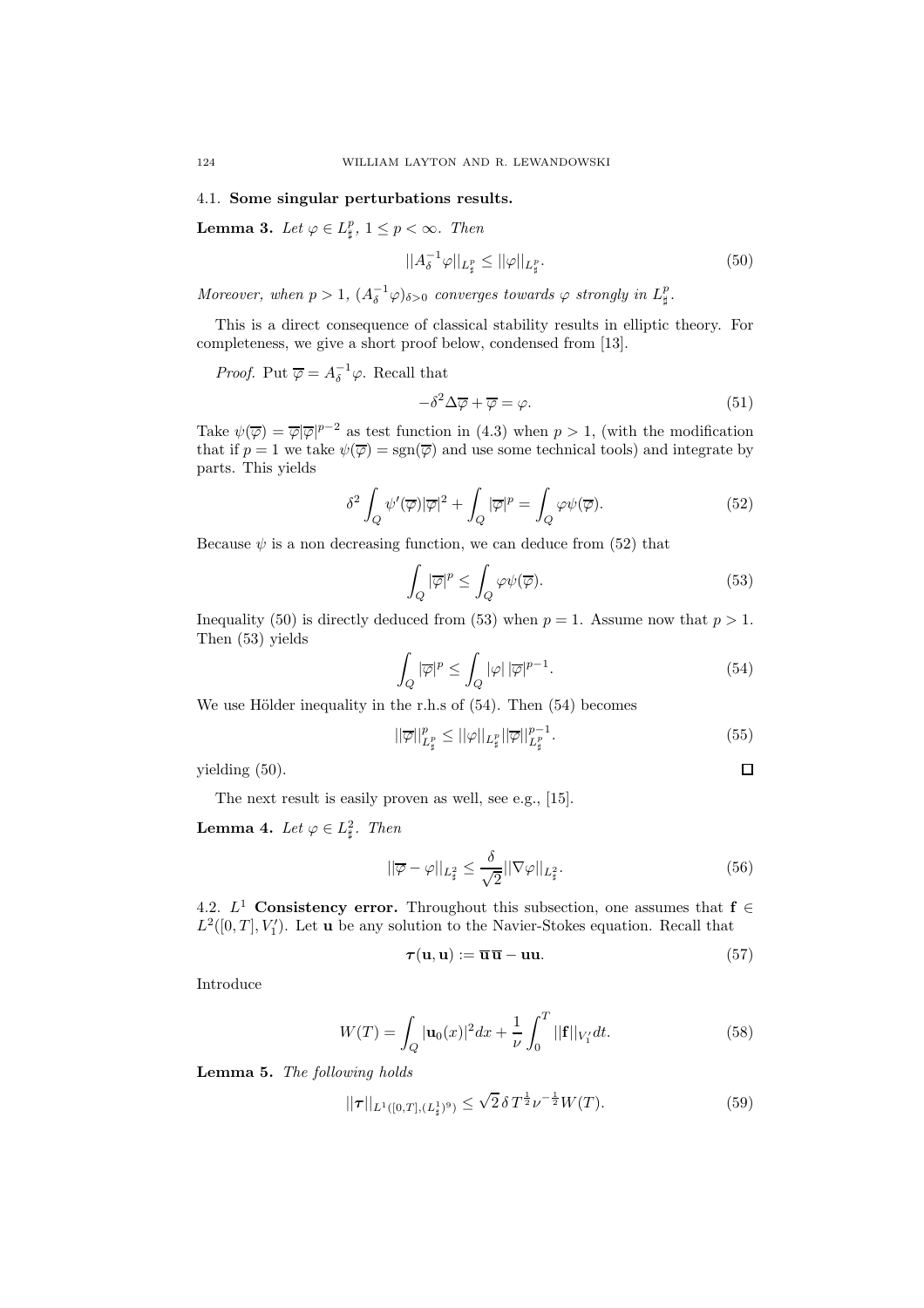### 4.1. **Some singular perturbations results.**

**Lemma 3.** *Let $\varphi \in L^p_\sharp$, $1 \leq p < \infty$. Then*

$$||A_\delta^{-1}\varphi||_{L^p_\sharp} \leq ||\varphi||_{L^p_\sharp}. \tag{50}$$

*Moreover, when $p > 1$, $(A_\delta^{-1}\varphi)_{\delta>0}$ converges towards $\varphi$ strongly in $L^p_\sharp$.*

This is a direct consequence of classical stability results in elliptic theory. For completeness, we give a short proof below, condensed from [13].

*Proof.* Put $\overline{\varphi} = A_\delta^{-1}\varphi$. Recall that

$$-\delta^2\Delta\overline{\varphi} + \overline{\varphi} = \varphi. \tag{51}$$

Take $\psi(\overline{\varphi}) = \overline{\varphi}|\overline{\varphi}|^{p-2}$ as test function in (4.3) when $p > 1$, (with the modification that if $p = 1$ we take $\psi(\overline{\varphi}) = \text{sgn}(\overline{\varphi})$ and use some technical tools) and integrate by parts. This yields

$$\delta^2 \int_Q \psi'(\overline{\varphi})|\overline{\varphi}|^2 + \int_Q |\overline{\varphi}|^p = \int_Q \varphi\psi(\overline{\varphi}). \tag{52}$$

Because $\psi$ is a non decreasing function, we can deduce from (52) that

$$\int_Q |\overline{\varphi}|^p \leq \int_Q \varphi\psi(\overline{\varphi}). \tag{53}$$

Inequality (50) is directly deduced from (53) when $p = 1$. Assume now that $p > 1$. Then (53) yields

$$\int_Q |\overline{\varphi}|^p \leq \int_Q |\varphi|\,|\overline{\varphi}|^{p-1}. \tag{54}$$

We use Hölder inequality in the r.h.s of (54). Then (54) becomes

$$||\overline{\varphi}||^p_{L^p_\sharp} \leq ||\varphi||_{L^p_\sharp}||\overline{\varphi}||^{p-1}_{L^p_\sharp}. \tag{55}$$

yielding (50). ☐

The next result is easily proven as well, see e.g., [15].

**Lemma 4.** *Let $\varphi \in L^2_\sharp$. Then*

$$||\overline{\varphi} - \varphi||_{L^2_\sharp} \leq \frac{\delta}{\sqrt{2}}||\nabla\varphi||_{L^2_\sharp}. \tag{56}$$

### 4.2. $L^1$ **Consistency error.**

Throughout this subsection, one assumes that $\mathbf{f} \in L^2([0,T], V_1')$. Let $\mathbf{u}$ be any solution to the Navier-Stokes equation. Recall that

$$\boldsymbol{\tau}(\mathbf{u},\mathbf{u}) := \overline{\mathbf{u}}\,\overline{\mathbf{u}} - \mathbf{u}\mathbf{u}. \tag{57}$$

Introduce

$$W(T) = \int_Q |\mathbf{u}_0(x)|^2 dx + \frac{1}{\nu}\int_0^T ||\mathbf{f}||_{V_1'}dt. \tag{58}$$

**Lemma 5.** *The following holds*

$$||\boldsymbol{\tau}||_{L^1([0,T],(L^1_\sharp)^9)} \leq \sqrt{2}\,\delta\, T^{\frac{1}{2}}\nu^{-\frac{1}{2}}W(T). \tag{59}$$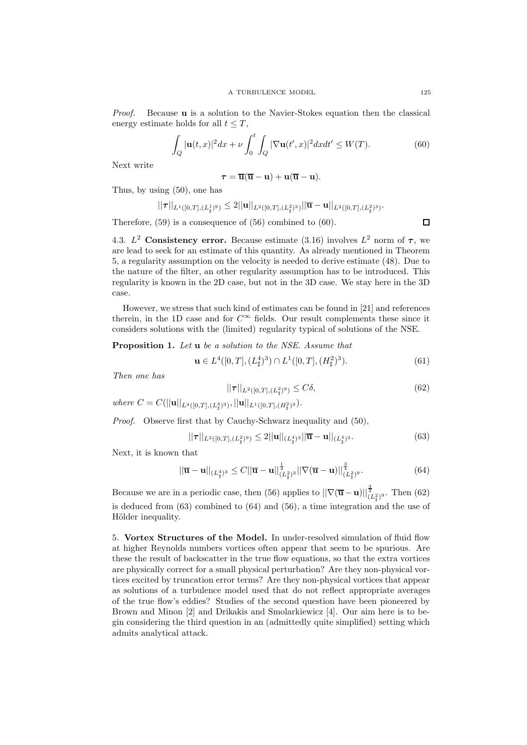*Proof.* Because $\mathbf{u}$ is a solution to the Navier-Stokes equation then the classical energy estimate holds for all $t \leq T$,

$$\int_Q |\mathbf{u}(t,x)|^2 dx + \nu \int_0^t \int_Q |\nabla \mathbf{u}(t',x)|^2 dx dt' \leq W(T). \tag{60}$$

Next write

$$\boldsymbol{\tau} = \overline{\mathbf{u}}(\overline{\mathbf{u}} - \mathbf{u}) + \mathbf{u}(\overline{\mathbf{u}} - \mathbf{u}).$$

Thus, by using (50), one has

$$||\boldsymbol{\tau}||_{L^1([0,T],(L^1_\sharp)^9)} \leq 2||\mathbf{u}||_{L^2([0,T],(L^2_\sharp)^3)} ||\overline{\mathbf{u}} - \mathbf{u}||_{L^2([0,T],(L^2_\sharp)^3)}.$$

Therefore, (59) is a consequence of (56) combined to (60). ◻

4.3. **$L^2$ Consistency error.** Because estimate (3.16) involves $L^2$ norm of $\boldsymbol{\tau}$, we are lead to seek for an estimate of this quantity. As already mentioned in Theorem 5, a regularity assumption on the velocity is needed to derive estimate (48). Due to the nature of the filter, an other regularity assumption has to be introduced. This regularity is known in the 2D case, but not in the 3D case. We stay here in the 3D case.

However, we stress that such kind of estimates can be found in [21] and references therein, in the 1D case and for $C^\infty$ fields. Our result complements these since it considers solutions with the (limited) regularity typical of solutions of the NSE.

**Proposition 1.** *Let $\mathbf{u}$ be a solution to the NSE. Assume that*

$$\mathbf{u} \in L^4([0,T],(L^4_\sharp)^3) \cap L^1([0,T],(H^2_\sharp)^3). \tag{61}$$

*Then one has*

$$||\boldsymbol{\tau}||_{L^2([0,T],(L^2_\sharp)^9)} \leq C\delta, \tag{62}$$

*where $C = C(||\mathbf{u}||_{L^4([0,T],(L^4_\sharp)^3)}, ||\mathbf{u}||_{L^1([0,T],(H^2_\sharp)^3)})$.*

*Proof.* Observe first that by Cauchy-Schwarz inequality and (50),

$$||\boldsymbol{\tau}||_{L^2([0,T],(L^2_\sharp)^9)} \leq 2||\mathbf{u}||_{(L^4_\sharp)^3} ||\overline{\mathbf{u}} - \mathbf{u}||_{(L^4_\sharp)^3}. \tag{63}$$

Next, it is known that

$$||\overline{\mathbf{u}} - \mathbf{u}||_{(L^4_\sharp)^3} \leq C||\overline{\mathbf{u}} - \mathbf{u}||^{\frac{1}{4}}_{(L^2_\sharp)^3} ||\nabla(\overline{\mathbf{u}} - \mathbf{u})||^{\frac{3}{4}}_{(L^2_\sharp)^9}. \tag{64}$$

Because we are in a periodic case, then (56) applies to $||\nabla(\overline{\mathbf{u}} - \mathbf{u})||^{\frac{3}{4}}_{(L^2_\sharp)^9}$. Then (62) is deduced from (63) combined to (64) and (56), a time integration and the use of Hölder inequality.

5. **Vortex Structures of the Model.** In under-resolved simulation of fluid flow at higher Reynolds numbers vortices often appear that seem to be spurious. Are these the result of backscatter in the true flow equations, so that the extra vortices are physically correct for a small physical perturbation? Are they non-physical vortices excited by truncation error terms? Are they non-physical vortices that appear as solutions of a turbulence model used that do not reflect appropriate averages of the true flow's eddies? Studies of the second question have been pioneered by Brown and Minon [2] and Drikakis and Smolarkiewicz [4]. Our aim here is to begin considering the third question in an (admittedly quite simplified) setting which admits analytical attack.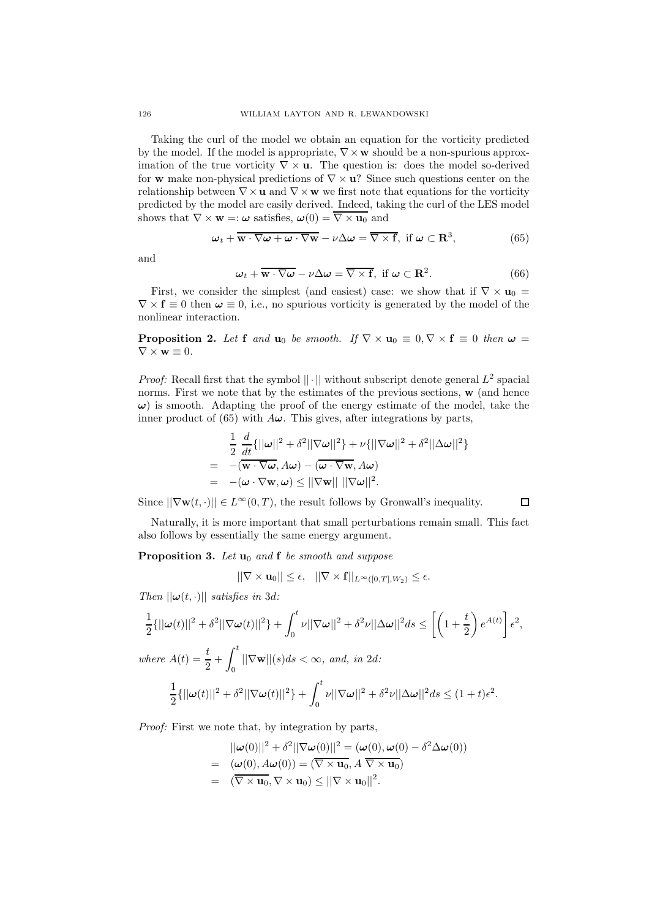Taking the curl of the model we obtain an equation for the vorticity predicted by the model. If the model is appropriate, $\nabla \times \mathbf{w}$ should be a non-spurious approximation of the true vorticity $\nabla \times \mathbf{u}$. The question is: does the model so-derived for $\mathbf{w}$ make non-physical predictions of $\nabla \times \mathbf{u}$? Since such questions center on the relationship between $\nabla \times \mathbf{u}$ and $\nabla \times \mathbf{w}$ we first note that equations for the vorticity predicted by the model are easily derived. Indeed, taking the curl of the LES model shows that $\nabla \times \mathbf{w} =: \boldsymbol{\omega}$ satisfies, $\boldsymbol{\omega}(0) = \overline{\nabla \times \mathbf{u}_0}$ and

$$\boldsymbol{\omega}_t + \overline{\mathbf{w} \cdot \nabla \boldsymbol{\omega} + \boldsymbol{\omega} \cdot \nabla \mathbf{w}} - \nu \Delta \boldsymbol{\omega} = \overline{\nabla \times \mathbf{f}}, \text{ if } \boldsymbol{\omega} \subset \mathbf{R}^3, \tag{65}$$

and

$$\boldsymbol{\omega}_t + \overline{\mathbf{w} \cdot \nabla \boldsymbol{\omega}} - \nu \Delta \boldsymbol{\omega} = \overline{\nabla \times \mathbf{f}}, \text{ if } \boldsymbol{\omega} \subset \mathbf{R}^2. \tag{66}$$

First, we consider the simplest (and easiest) case: we show that if $\nabla \times \mathbf{u}_0 = \nabla \times \mathbf{f} \equiv 0$ then $\boldsymbol{\omega} \equiv 0$, i.e., no spurious vorticity is generated by the model of the nonlinear interaction.

**Proposition 2.** *Let* $\mathbf{f}$ *and* $\mathbf{u}_0$ *be smooth. If* $\nabla \times \mathbf{u}_0 \equiv 0, \nabla \times \mathbf{f} \equiv 0$ *then* $\boldsymbol{\omega} = \nabla \times \mathbf{w} \equiv 0$.

*Proof:* Recall first that the symbol $||\cdot||$ without subscript denote general $L^2$ spacial norms. First we note that by the estimates of the previous sections, $\mathbf{w}$ (and hence $\boldsymbol{\omega}$) is smooth. Adapting the proof of the energy estimate of the model, take the inner product of (65) with $A\boldsymbol{\omega}$. This gives, after integrations by parts,

$$\begin{aligned}
&\frac{1}{2}\frac{d}{dt}\{||\boldsymbol{\omega}||^2 + \delta^2||\nabla\boldsymbol{\omega}||^2\} + \nu\{||\nabla\boldsymbol{\omega}||^2 + \delta^2||\Delta\boldsymbol{\omega}||^2\} \\
= \ & -(\overline{\mathbf{w} \cdot \nabla \boldsymbol{\omega}}, A\boldsymbol{\omega}) - (\overline{\boldsymbol{\omega} \cdot \nabla \mathbf{w}}, A\boldsymbol{\omega}) \\
= \ & -(\boldsymbol{\omega} \cdot \nabla \mathbf{w}, \boldsymbol{\omega}) \leq ||\nabla \mathbf{w}|| \; ||\nabla \boldsymbol{\omega}||^2.
\end{aligned}$$

Since $||\nabla \mathbf{w}(t, \cdot)|| \in L^\infty(0, T)$, the result follows by Gronwall's inequality. ∎

Naturally, it is more important that small perturbations remain small. This fact also follows by essentially the same energy argument.

**Proposition 3.** *Let* $\mathbf{u}_0$ *and* $\mathbf{f}$ *be smooth and suppose*

$$||\nabla \times \mathbf{u}_0|| \leq \epsilon, \quad ||\nabla \times \mathbf{f}||_{L^\infty([0,T], W_2)} \leq \epsilon.$$

*Then* $||\boldsymbol{\omega}(t, \cdot)||$ *satisfies in* 3*d:*

$$\frac{1}{2}\{||\boldsymbol{\omega}(t)||^2 + \delta^2||\nabla\boldsymbol{\omega}(t)||^2\} + \int_0^t \nu||\nabla\boldsymbol{\omega}||^2 + \delta^2\nu||\Delta\boldsymbol{\omega}||^2 ds \leq \left[\left(1 + \frac{t}{2}\right)e^{A(t)}\right]\epsilon^2,$$

*where* $A(t) = \dfrac{t}{2} + \displaystyle\int_0^t ||\nabla \mathbf{w}||(s)ds < \infty$*, and, in* 2*d:*

$$\frac{1}{2}\{||\boldsymbol{\omega}(t)||^2 + \delta^2||\nabla\boldsymbol{\omega}(t)||^2\} + \int_0^t \nu||\nabla\boldsymbol{\omega}||^2 + \delta^2\nu||\Delta\boldsymbol{\omega}||^2 ds \leq (1+t)\epsilon^2.$$

*Proof:* First we note that, by integration by parts,

$$\begin{aligned}
&||\boldsymbol{\omega}(0)||^2 + \delta^2||\nabla\boldsymbol{\omega}(0)||^2 = (\boldsymbol{\omega}(0), \boldsymbol{\omega}(0) - \delta^2\Delta\boldsymbol{\omega}(0)) \\
= \ & (\boldsymbol{\omega}(0), A\boldsymbol{\omega}(0)) = (\overline{\nabla \times \mathbf{u}_0}, A \, \overline{\nabla \times \mathbf{u}_0}) \\
= \ & (\overline{\nabla \times \mathbf{u}_0}, \nabla \times \mathbf{u}_0) \leq ||\nabla \times \mathbf{u}_0||^2.
\end{aligned}$$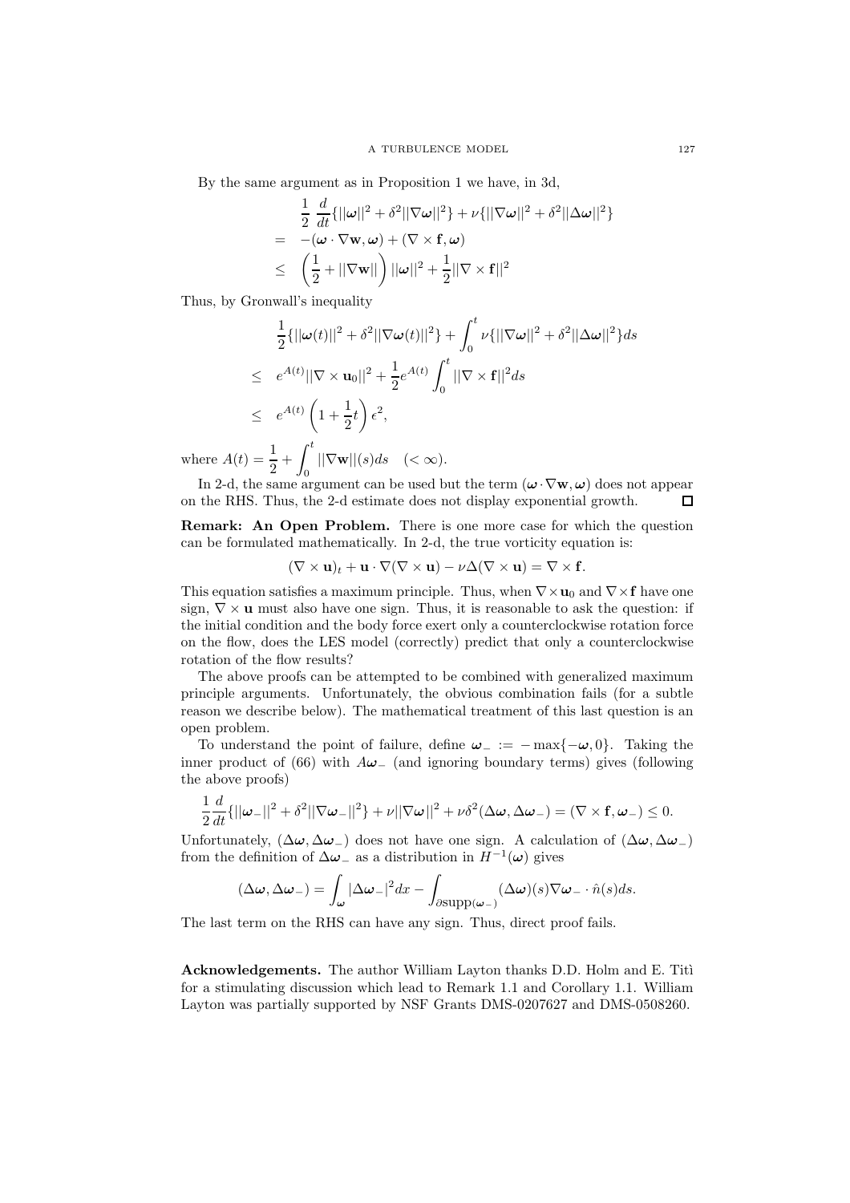By the same argument as in Proposition 1 we have, in 3d,

$$
\begin{aligned}
& \frac{1}{2}\ \frac{d}{dt}\{||\boldsymbol{\omega}||^2 + \delta^2||\nabla\boldsymbol{\omega}||^2\} + \nu\{||\nabla\boldsymbol{\omega}||^2 + \delta^2||\Delta\boldsymbol{\omega}||^2\} \\
= & \ -(\boldsymbol{\omega}\cdot\nabla\mathbf{w}, \boldsymbol{\omega}) + (\nabla\times\mathbf{f}, \boldsymbol{\omega}) \\
\leq & \ \left(\frac{1}{2} + ||\nabla\mathbf{w}||\right)||\boldsymbol{\omega}||^2 + \frac{1}{2}||\nabla\times\mathbf{f}||^2
\end{aligned}
$$

Thus, by Gronwall's inequality

$$
\begin{aligned}
& \frac{1}{2}\{||\boldsymbol{\omega}(t)||^2 + \delta^2||\nabla\boldsymbol{\omega}(t)||^2\} + \int_0^t \nu\{||\nabla\boldsymbol{\omega}||^2 + \delta^2||\Delta\boldsymbol{\omega}||^2\}ds \\
\leq & \ e^{A(t)}||\nabla\times\mathbf{u}_0||^2 + \frac{1}{2}e^{A(t)}\int_0^t ||\nabla\times\mathbf{f}||^2 ds \\
\leq & \ e^{A(t)}\left(1 + \frac{1}{2}t\right)\epsilon^2,
\end{aligned}
$$

where $A(t) = \dfrac{1}{2} + \displaystyle\int_0^t ||\nabla\mathbf{w}||(s)ds \quad (< \infty)$.

In 2-d, the same argument can be used but the term $(\boldsymbol{\omega}\cdot\nabla\mathbf{w}, \boldsymbol{\omega})$ does not appear on the RHS. Thus, the 2-d estimate does not display exponential growth. $\square$

**Remark: An Open Problem.** There is one more case for which the question can be formulated mathematically. In 2-d, the true vorticity equation is:

$$
(\nabla\times\mathbf{u})_t + \mathbf{u}\cdot\nabla(\nabla\times\mathbf{u}) - \nu\Delta(\nabla\times\mathbf{u}) = \nabla\times\mathbf{f}.
$$

This equation satisfies a maximum principle. Thus, when $\nabla\times\mathbf{u}_0$ and $\nabla\times\mathbf{f}$ have one sign, $\nabla\times\mathbf{u}$ must also have one sign. Thus, it is reasonable to ask the question: if the initial condition and the body force exert only a counterclockwise rotation force on the flow, does the LES model (correctly) predict that only a counterclockwise rotation of the flow results?

The above proofs can be attempted to be combined with generalized maximum principle arguments. Unfortunately, the obvious combination fails (for a subtle reason we describe below). The mathematical treatment of this last question is an open problem.

To understand the point of failure, define $\boldsymbol{\omega}_- := -\max\{-\boldsymbol{\omega}, 0\}$. Taking the inner product of (66) with $A\boldsymbol{\omega}_-$ (and ignoring boundary terms) gives (following the above proofs)

$$
\frac{1}{2}\frac{d}{dt}\{||\boldsymbol{\omega}_-||^2 + \delta^2||\nabla\boldsymbol{\omega}_-||^2\} + \nu||\nabla\boldsymbol{\omega}||^2 + \nu\delta^2(\Delta\boldsymbol{\omega}, \Delta\boldsymbol{\omega}_-) = (\nabla\times\mathbf{f}, \boldsymbol{\omega}_-) \leq 0.
$$

Unfortunately, $(\Delta\boldsymbol{\omega}, \Delta\boldsymbol{\omega}_-)$ does not have one sign. A calculation of $(\Delta\boldsymbol{\omega}, \Delta\boldsymbol{\omega}_-)$ from the definition of $\Delta\boldsymbol{\omega}_-$ as a distribution in $H^{-1}(\boldsymbol{\omega})$ gives

$$
(\Delta\boldsymbol{\omega}, \Delta\boldsymbol{\omega}_-) = \int_{\boldsymbol{\omega}} |\Delta\boldsymbol{\omega}_-|^2 dx - \int_{\partial\mathrm{supp}(\boldsymbol{\omega}_-)} (\Delta\boldsymbol{\omega})(s)\nabla\boldsymbol{\omega}_- \cdot \hat{n}(s)ds.
$$

The last term on the RHS can have any sign. Thus, direct proof fails.

**Acknowledgements.** The author William Layton thanks D.D. Holm and E. Titì for a stimulating discussion which lead to Remark 1.1 and Corollary 1.1. William Layton was partially supported by NSF Grants DMS-0207627 and DMS-0508260.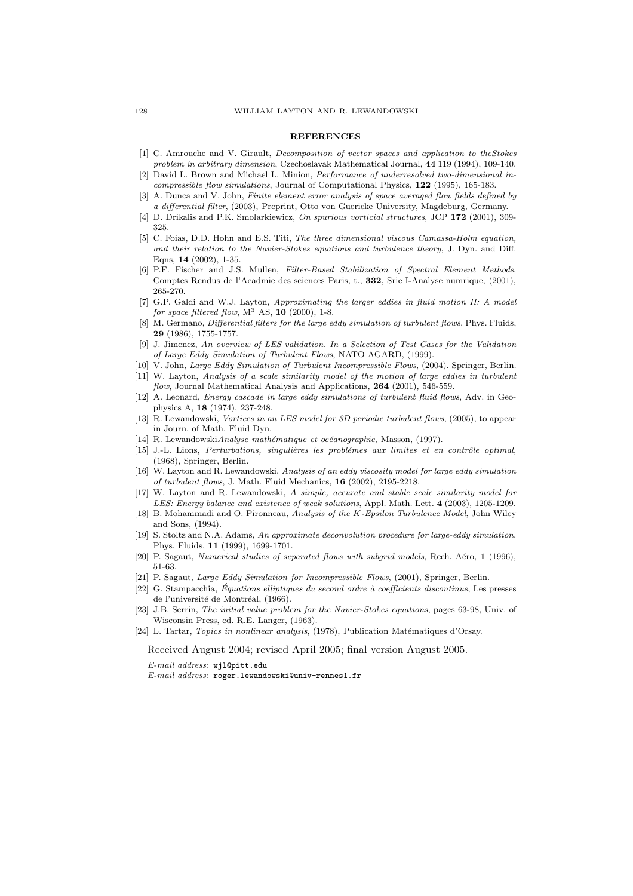## REFERENCES

[1] C. Amrouche and V. Girault, *Decomposition of vector spaces and application to theStokes problem in arbitrary dimension*, Czechoslavak Mathematical Journal, **44** 119 (1994), 109-140.

[2] David L. Brown and Michael L. Minion, *Performance of underresolved two-dimensional incompressible flow simulations*, Journal of Computational Physics, **122** (1995), 165-183.

[3] A. Dunca and V. John, *Finite element error analysis of space averaged flow fields defined by a differential filter*, (2003), Preprint, Otto von Guericke University, Magdeburg, Germany.

[4] D. Drikalis and P.K. Smolarkiewicz, *On spurious vorticial structures*, JCP **172** (2001), 309-325.

[5] C. Foias, D.D. Hohn and E.S. Titi, *The three dimensional viscous Camassa-Holm equation, and their relation to the Navier-Stokes equations and turbulence theory*, J. Dyn. and Diff. Eqns, **14** (2002), 1-35.

[6] P.F. Fischer and J.S. Mullen, *Filter-Based Stabilization of Spectral Element Methods*, Comptes Rendus de l'Acadmie des sciences Paris, t., **332**, Srie I-Analyse numrique, (2001), 265-270.

[7] G.P. Galdi and W.J. Layton, *Approximating the larger eddies in fluid motion II: A model for space filtered flow*, $\mathrm{M}^3$ AS, **10** (2000), 1-8.

[8] M. Germano, *Differential filters for the large eddy simulation of turbulent flows*, Phys. Fluids, **29** (1986), 1755-1757.

[9] J. Jimenez, *An overview of LES validation. In a Selection of Test Cases for the Validation of Large Eddy Simulation of Turbulent Flows*, NATO AGARD, (1999).

[10] V. John, *Large Eddy Simulation of Turbulent Incompressible Flows*, (2004). Springer, Berlin.

[11] W. Layton, *Analysis of a scale similarity model of the motion of large eddies in turbulent flow*, Journal Mathematical Analysis and Applications, **264** (2001), 546-559.

[12] A. Leonard, *Energy cascade in large eddy simulations of turbulent fluid flows*, Adv. in Geophysics A, **18** (1974), 237-248.

[13] R. Lewandowski, *Vortices in an LES model for 3D periodic turbulent flows*, (2005), to appear in Journ. of Math. Fluid Dyn.

[14] R. Lewandowski*Analyse mathématique et océanographie*, Masson, (1997).

[15] J.-L. Lions, *Perturbations, singulières les problémes aux limites et en contrôle optimal*, (1968), Springer, Berlin.

[16] W. Layton and R. Lewandowski, *Analysis of an eddy viscosity model for large eddy simulation of turbulent flows*, J. Math. Fluid Mechanics, **16** (2002), 2195-2218.

[17] W. Layton and R. Lewandowski, *A simple, accurate and stable scale similarity model for LES: Energy balance and existence of weak solutions*, Appl. Math. Lett. **4** (2003), 1205-1209.

[18] B. Mohammadi and O. Pironneau, *Analysis of the K-Epsilon Turbulence Model*, John Wiley and Sons, (1994).

[19] S. Stoltz and N.A. Adams, *An approximate deconvolution procedure for large-eddy simulation*, Phys. Fluids, **11** (1999), 1699-1701.

[20] P. Sagaut, *Numerical studies of separated flows with subgrid models*, Rech. Aéro, **1** (1996), 51-63.

[21] P. Sagaut, *Large Eddy Simulation for Incompressible Flows*, (2001), Springer, Berlin.

[22] G. Stampacchia, *Équations elliptiques du second ordre à coefficients discontinus*, Les presses de l'université de Montréal, (1966).

[23] J.B. Serrin, *The initial value problem for the Navier-Stokes equations*, pages 63-98, Univ. of Wisconsin Press, ed. R.E. Langer, (1963).

[24] L. Tartar, *Topics in nonlinear analysis*, (1978), Publication Matématiques d'Orsay.

Received August 2004; revised April 2005; final version August 2005.

*E-mail address*: `wjl@pitt.edu`

*E-mail address*: `roger.lewandowski@univ-rennes1.fr`